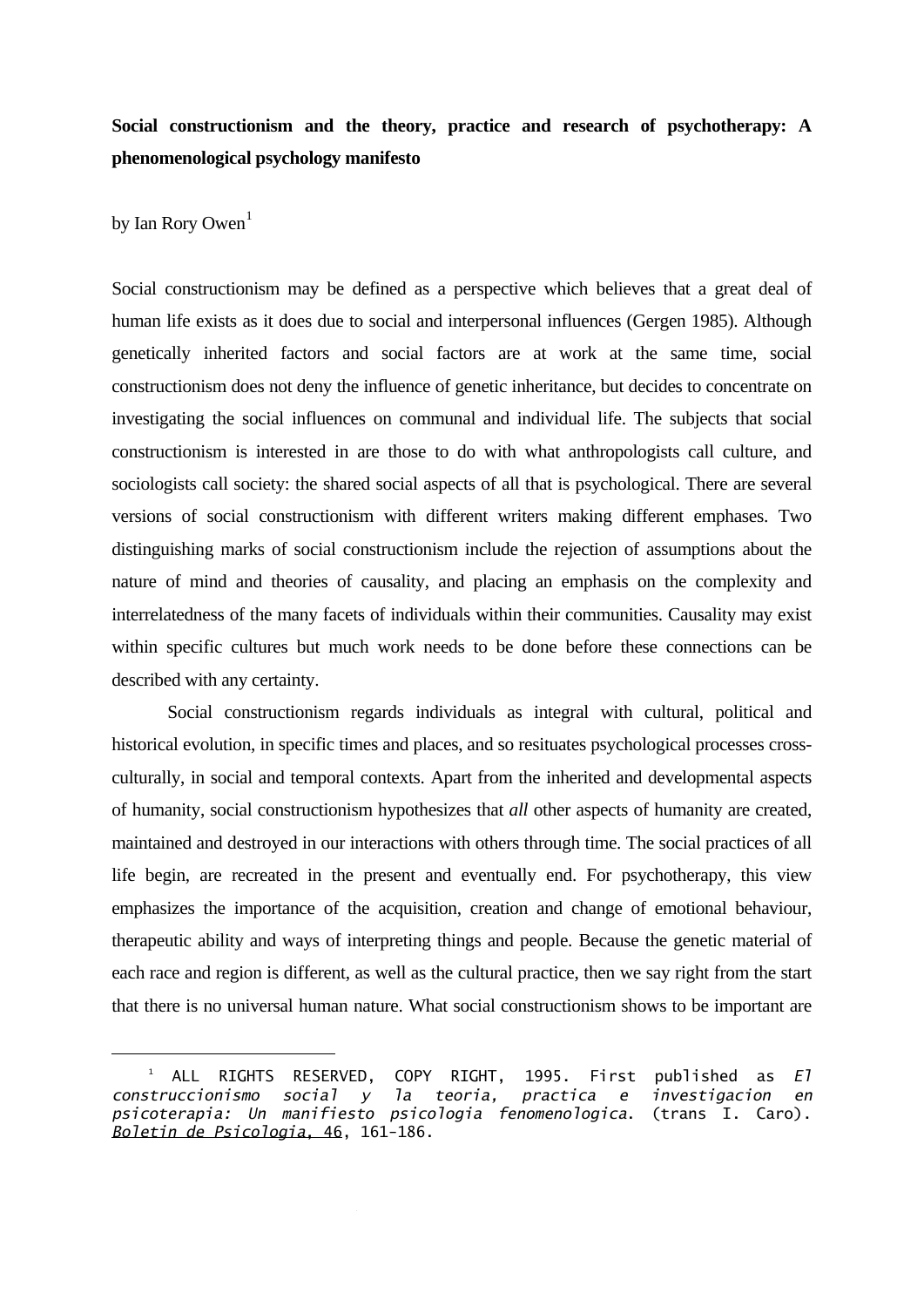**Social constructionism and the theory, practice and research of psychotherapy: A phenomenological psychology manifesto**

by Ian Rory Owen[1]

Social constructionism may be defined as a perspective which believes that a great deal of human life exists as it does due to social and interpersonal influences (Gergen 1985). Although genetically inherited factors and social factors are at work at the same time, social constructionism does not deny the influence of genetic inheritance, but decides to concentrate on investigating the social influences on communal and individual life. The subjects that social constructionism is interested in are those to do with what anthropologists call culture, and sociologists call society: the shared social aspects of all that is psychological. There are several versions of social constructionism with different writers making different emphases. Two distinguishing marks of social constructionism include the rejection of assumptions about the nature of mind and theories of causality, and placing an emphasis on the complexity and interrelatedness of the many facets of individuals within their communities. Causality may exist within specific cultures but much work needs to be done before these connections can be described with any certainty.

Social constructionism regards individuals as integral with cultural, political and historical evolution, in specific times and places, and so resituates psychological processes cross-culturally, in social and temporal contexts. Apart from the inherited and developmental aspects of humanity, social constructionism hypothesizes that *all* other aspects of humanity are created, maintained and destroyed in our interactions with others through time. The social practices of all life begin, are recreated in the present and eventually end. For psychotherapy, this view emphasizes the importance of the acquisition, creation and change of emotional behaviour, therapeutic ability and ways of interpreting things and people. Because the genetic material of each race and region is different, as well as the cultural practice, then we say right from the start that there is no universal human nature. What social constructionism shows to be important are

---

[1] ALL RIGHTS RESERVED, COPY RIGHT, 1995. First published as *El construccionismo social y la teoria, practica e investigacion en psicoterapia: Un manifiesto psicologia fenomenologica*. (trans I. Caro). Boletin de Psicologia, 46, 161-186.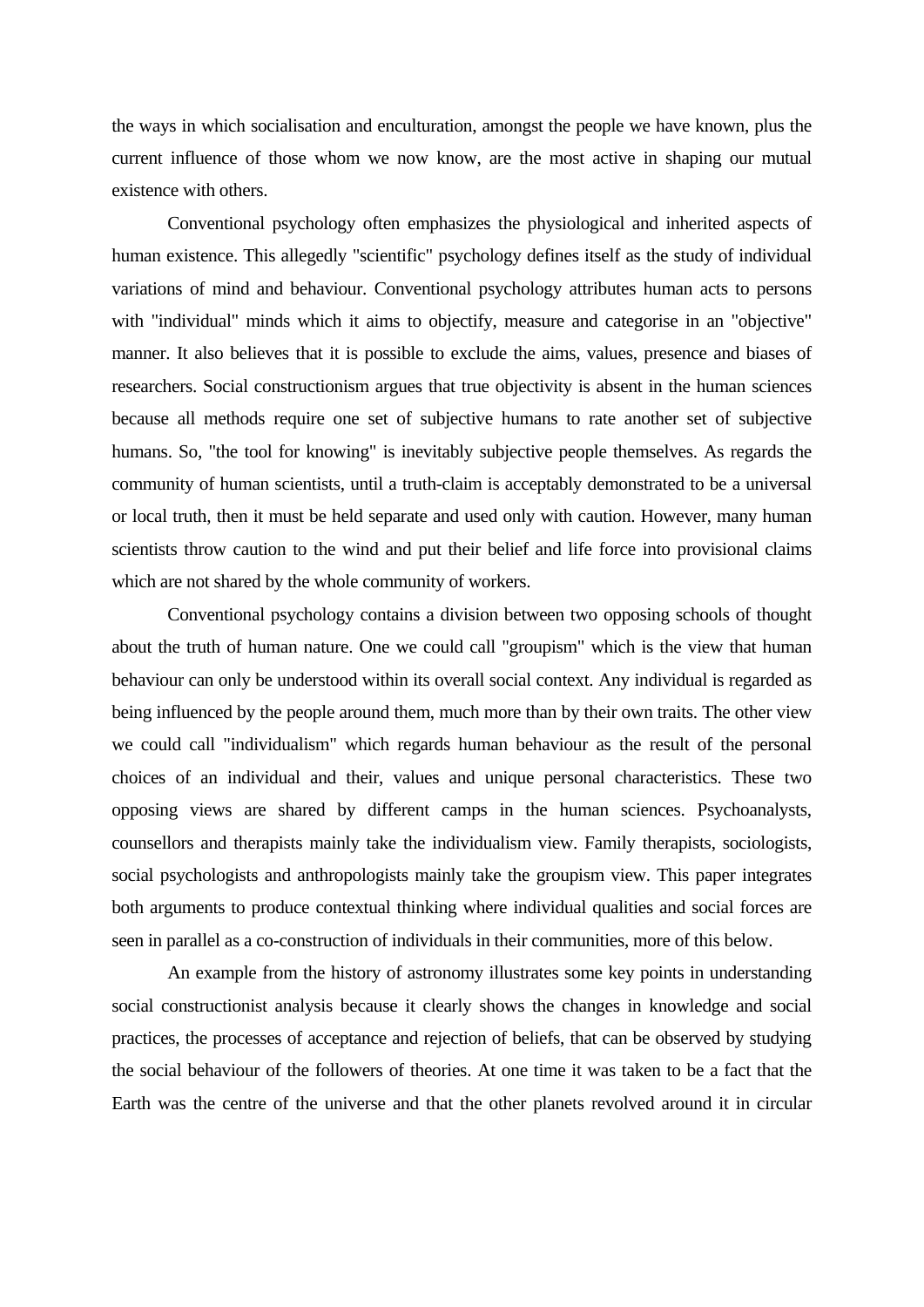the ways in which socialisation and enculturation, amongst the people we have known, plus the current influence of those whom we now know, are the most active in shaping our mutual existence with others.

Conventional psychology often emphasizes the physiological and inherited aspects of human existence. This allegedly "scientific" psychology defines itself as the study of individual variations of mind and behaviour. Conventional psychology attributes human acts to persons with "individual" minds which it aims to objectify, measure and categorise in an "objective" manner. It also believes that it is possible to exclude the aims, values, presence and biases of researchers. Social constructionism argues that true objectivity is absent in the human sciences because all methods require one set of subjective humans to rate another set of subjective humans. So, "the tool for knowing" is inevitably subjective people themselves. As regards the community of human scientists, until a truth-claim is acceptably demonstrated to be a universal or local truth, then it must be held separate and used only with caution. However, many human scientists throw caution to the wind and put their belief and life force into provisional claims which are not shared by the whole community of workers.

Conventional psychology contains a division between two opposing schools of thought about the truth of human nature. One we could call "groupism" which is the view that human behaviour can only be understood within its overall social context. Any individual is regarded as being influenced by the people around them, much more than by their own traits. The other view we could call "individualism" which regards human behaviour as the result of the personal choices of an individual and their, values and unique personal characteristics. These two opposing views are shared by different camps in the human sciences. Psychoanalysts, counsellors and therapists mainly take the individualism view. Family therapists, sociologists, social psychologists and anthropologists mainly take the groupism view. This paper integrates both arguments to produce contextual thinking where individual qualities and social forces are seen in parallel as a co-construction of individuals in their communities, more of this below.

An example from the history of astronomy illustrates some key points in understanding social constructionist analysis because it clearly shows the changes in knowledge and social practices, the processes of acceptance and rejection of beliefs, that can be observed by studying the social behaviour of the followers of theories. At one time it was taken to be a fact that the Earth was the centre of the universe and that the other planets revolved around it in circular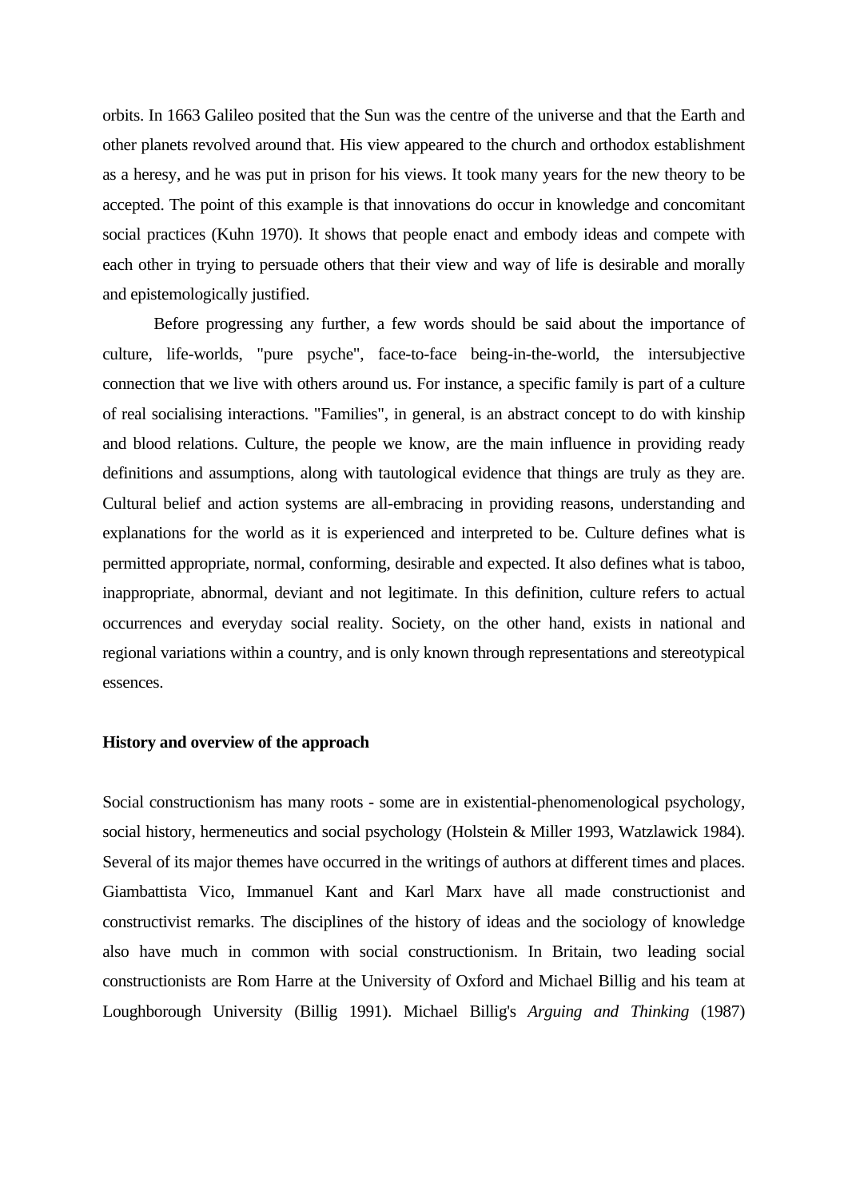orbits. In 1663 Galileo posited that the Sun was the centre of the universe and that the Earth and other planets revolved around that. His view appeared to the church and orthodox establishment as a heresy, and he was put in prison for his views. It took many years for the new theory to be accepted. The point of this example is that innovations do occur in knowledge and concomitant social practices (Kuhn 1970). It shows that people enact and embody ideas and compete with each other in trying to persuade others that their view and way of life is desirable and morally and epistemologically justified.

Before progressing any further, a few words should be said about the importance of culture, life-worlds, "pure psyche", face-to-face being-in-the-world, the intersubjective connection that we live with others around us. For instance, a specific family is part of a culture of real socialising interactions. "Families", in general, is an abstract concept to do with kinship and blood relations. Culture, the people we know, are the main influence in providing ready definitions and assumptions, along with tautological evidence that things are truly as they are. Cultural belief and action systems are all-embracing in providing reasons, understanding and explanations for the world as it is experienced and interpreted to be. Culture defines what is permitted appropriate, normal, conforming, desirable and expected. It also defines what is taboo, inappropriate, abnormal, deviant and not legitimate. In this definition, culture refers to actual occurrences and everyday social reality. Society, on the other hand, exists in national and regional variations within a country, and is only known through representations and stereotypical essences.

**History and overview of the approach**

Social constructionism has many roots - some are in existential-phenomenological psychology, social history, hermeneutics and social psychology (Holstein & Miller 1993, Watzlawick 1984). Several of its major themes have occurred in the writings of authors at different times and places. Giambattista Vico, Immanuel Kant and Karl Marx have all made constructionist and constructivist remarks. The disciplines of the history of ideas and the sociology of knowledge also have much in common with social constructionism. In Britain, two leading social constructionists are Rom Harre at the University of Oxford and Michael Billig and his team at Loughborough University (Billig 1991). Michael Billig's *Arguing and Thinking* (1987)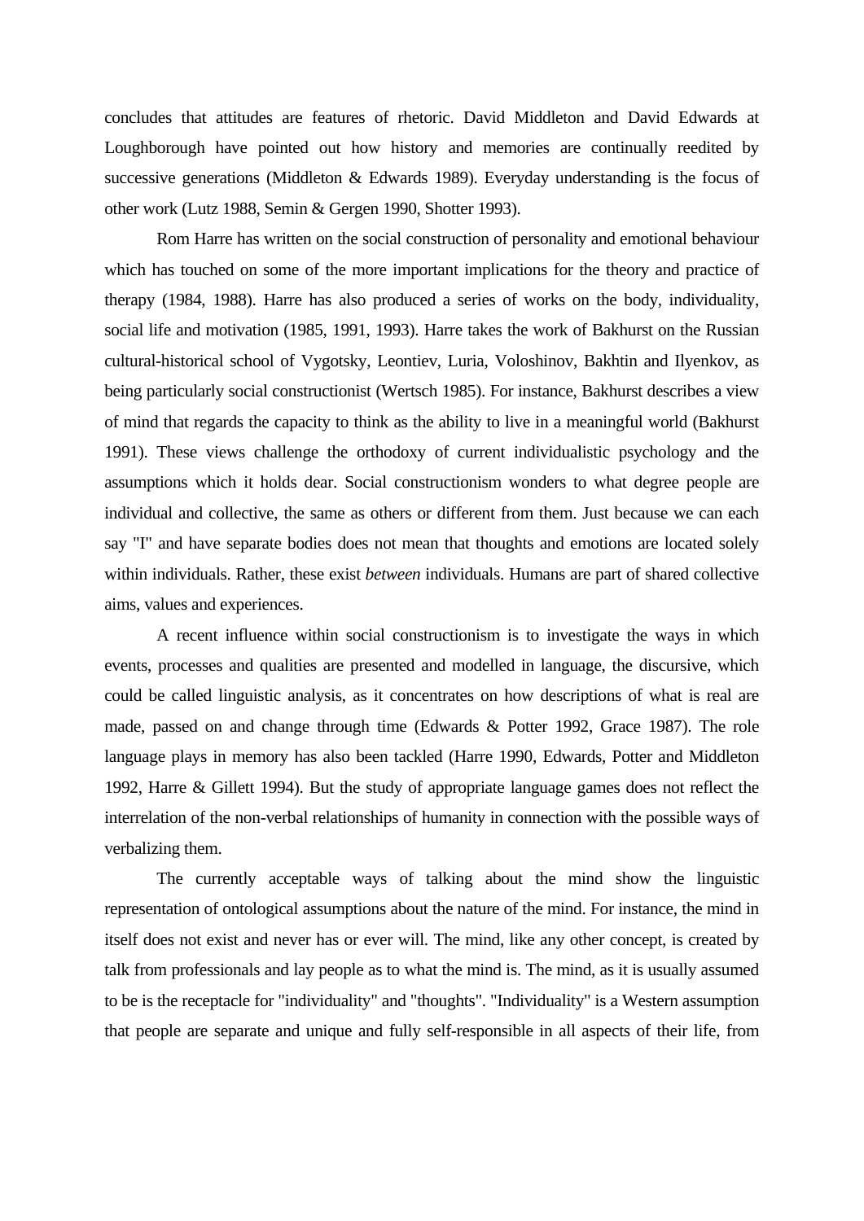concludes that attitudes are features of rhetoric. David Middleton and David Edwards at Loughborough have pointed out how history and memories are continually reedited by successive generations (Middleton & Edwards 1989). Everyday understanding is the focus of other work (Lutz 1988, Semin & Gergen 1990, Shotter 1993).

Rom Harre has written on the social construction of personality and emotional behaviour which has touched on some of the more important implications for the theory and practice of therapy (1984, 1988). Harre has also produced a series of works on the body, individuality, social life and motivation (1985, 1991, 1993). Harre takes the work of Bakhurst on the Russian cultural-historical school of Vygotsky, Leontiev, Luria, Voloshinov, Bakhtin and Ilyenkov, as being particularly social constructionist (Wertsch 1985). For instance, Bakhurst describes a view of mind that regards the capacity to think as the ability to live in a meaningful world (Bakhurst 1991). These views challenge the orthodoxy of current individualistic psychology and the assumptions which it holds dear. Social constructionism wonders to what degree people are individual and collective, the same as others or different from them. Just because we can each say "I" and have separate bodies does not mean that thoughts and emotions are located solely within individuals. Rather, these exist *between* individuals. Humans are part of shared collective aims, values and experiences.

A recent influence within social constructionism is to investigate the ways in which events, processes and qualities are presented and modelled in language, the discursive, which could be called linguistic analysis, as it concentrates on how descriptions of what is real are made, passed on and change through time (Edwards & Potter 1992, Grace 1987). The role language plays in memory has also been tackled (Harre 1990, Edwards, Potter and Middleton 1992, Harre & Gillett 1994). But the study of appropriate language games does not reflect the interrelation of the non-verbal relationships of humanity in connection with the possible ways of verbalizing them.

The currently acceptable ways of talking about the mind show the linguistic representation of ontological assumptions about the nature of the mind. For instance, the mind in itself does not exist and never has or ever will. The mind, like any other concept, is created by talk from professionals and lay people as to what the mind is. The mind, as it is usually assumed to be is the receptacle for "individuality" and "thoughts". "Individuality" is a Western assumption that people are separate and unique and fully self-responsible in all aspects of their life, from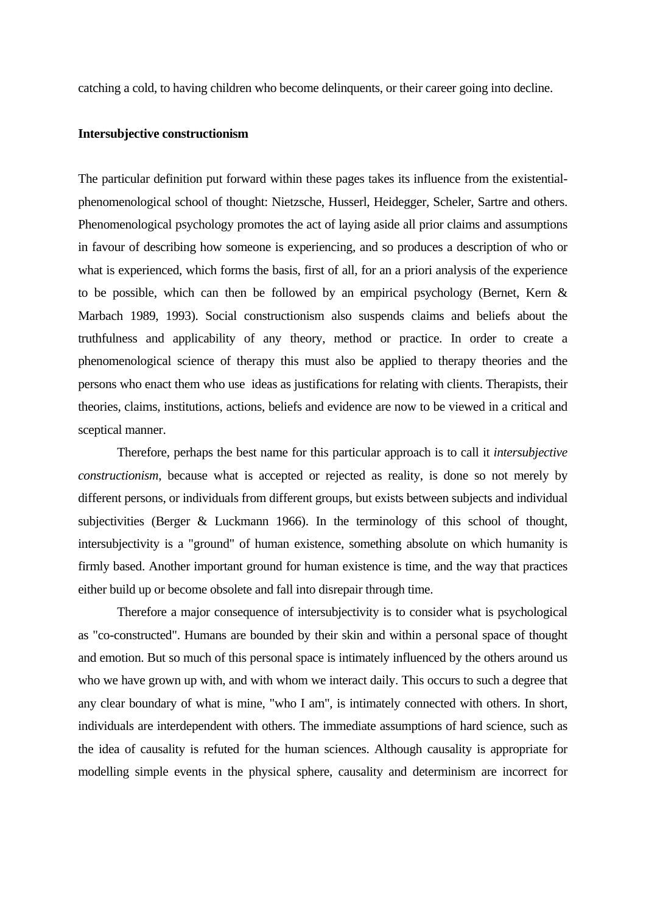catching a cold, to having children who become delinquents, or their career going into decline.

**Intersubjective constructionism**

The particular definition put forward within these pages takes its influence from the existential-phenomenological school of thought: Nietzsche, Husserl, Heidegger, Scheler, Sartre and others. Phenomenological psychology promotes the act of laying aside all prior claims and assumptions in favour of describing how someone is experiencing, and so produces a description of who or what is experienced, which forms the basis, first of all, for an a priori analysis of the experience to be possible, which can then be followed by an empirical psychology (Bernet, Kern & Marbach 1989, 1993). Social constructionism also suspends claims and beliefs about the truthfulness and applicability of any theory, method or practice. In order to create a phenomenological science of therapy this must also be applied to therapy theories and the persons who enact them who use ideas as justifications for relating with clients. Therapists, their theories, claims, institutions, actions, beliefs and evidence are now to be viewed in a critical and sceptical manner.

Therefore, perhaps the best name for this particular approach is to call it *intersubjective constructionism*, because what is accepted or rejected as reality, is done so not merely by different persons, or individuals from different groups, but exists between subjects and individual subjectivities (Berger & Luckmann 1966). In the terminology of this school of thought, intersubjectivity is a "ground" of human existence, something absolute on which humanity is firmly based. Another important ground for human existence is time, and the way that practices either build up or become obsolete and fall into disrepair through time.

Therefore a major consequence of intersubjectivity is to consider what is psychological as "co-constructed". Humans are bounded by their skin and within a personal space of thought and emotion. But so much of this personal space is intimately influenced by the others around us who we have grown up with, and with whom we interact daily. This occurs to such a degree that any clear boundary of what is mine, "who I am", is intimately connected with others. In short, individuals are interdependent with others. The immediate assumptions of hard science, such as the idea of causality is refuted for the human sciences. Although causality is appropriate for modelling simple events in the physical sphere, causality and determinism are incorrect for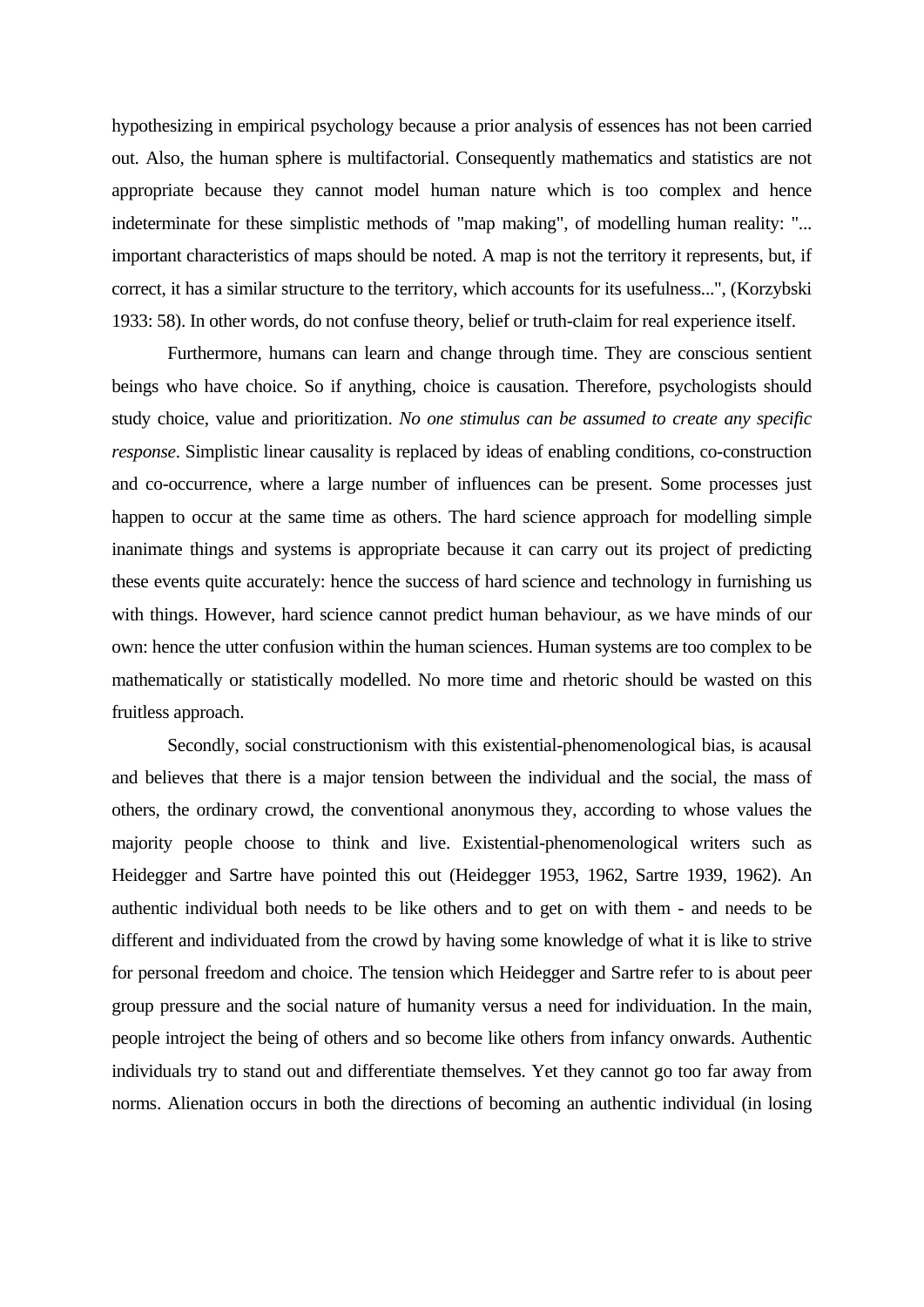hypothesizing in empirical psychology because a prior analysis of essences has not been carried out. Also, the human sphere is multifactorial. Consequently mathematics and statistics are not appropriate because they cannot model human nature which is too complex and hence indeterminate for these simplistic methods of "map making", of modelling human reality: "... important characteristics of maps should be noted. A map is not the territory it represents, but, if correct, it has a similar structure to the territory, which accounts for its usefulness...", (Korzybski 1933: 58). In other words, do not confuse theory, belief or truth-claim for real experience itself.

Furthermore, humans can learn and change through time. They are conscious sentient beings who have choice. So if anything, choice is causation. Therefore, psychologists should study choice, value and prioritization. *No one stimulus can be assumed to create any specific response*. Simplistic linear causality is replaced by ideas of enabling conditions, co-construction and co-occurrence, where a large number of influences can be present. Some processes just happen to occur at the same time as others. The hard science approach for modelling simple inanimate things and systems is appropriate because it can carry out its project of predicting these events quite accurately: hence the success of hard science and technology in furnishing us with things. However, hard science cannot predict human behaviour, as we have minds of our own: hence the utter confusion within the human sciences. Human systems are too complex to be mathematically or statistically modelled. No more time and rhetoric should be wasted on this fruitless approach.

Secondly, social constructionism with this existential-phenomenological bias, is acausal and believes that there is a major tension between the individual and the social, the mass of others, the ordinary crowd, the conventional anonymous they, according to whose values the majority people choose to think and live. Existential-phenomenological writers such as Heidegger and Sartre have pointed this out (Heidegger 1953, 1962, Sartre 1939, 1962). An authentic individual both needs to be like others and to get on with them - and needs to be different and individuated from the crowd by having some knowledge of what it is like to strive for personal freedom and choice. The tension which Heidegger and Sartre refer to is about peer group pressure and the social nature of humanity versus a need for individuation. In the main, people introject the being of others and so become like others from infancy onwards. Authentic individuals try to stand out and differentiate themselves. Yet they cannot go too far away from norms. Alienation occurs in both the directions of becoming an authentic individual (in losing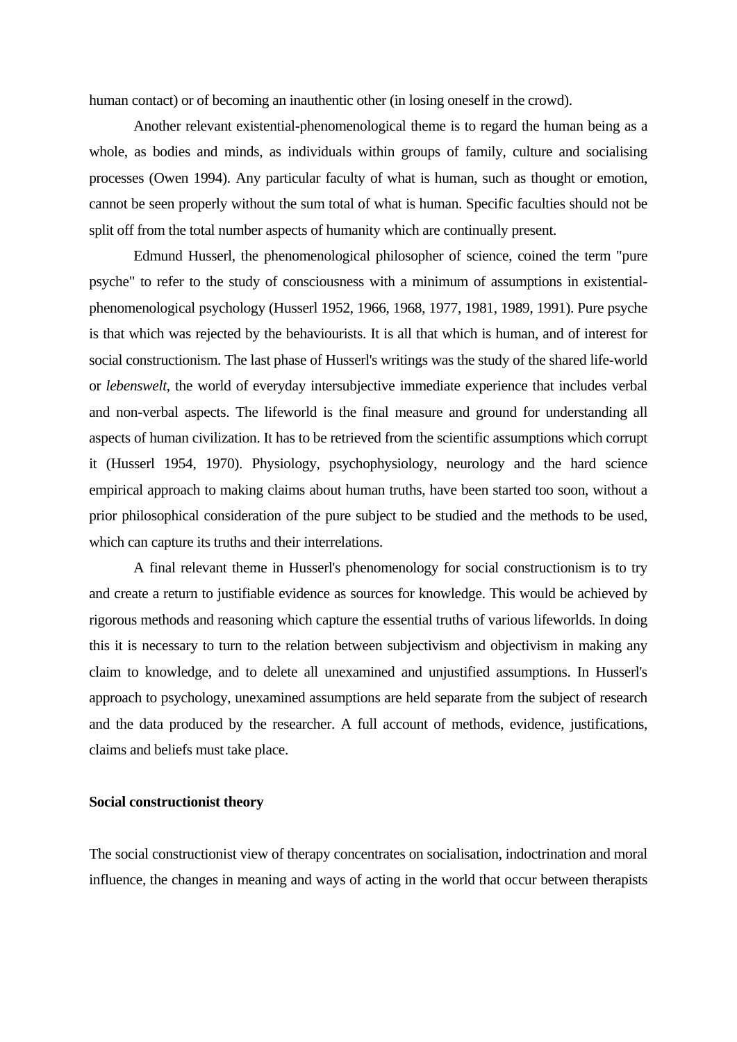human contact) or of becoming an inauthentic other (in losing oneself in the crowd).

Another relevant existential-phenomenological theme is to regard the human being as a whole, as bodies and minds, as individuals within groups of family, culture and socialising processes (Owen 1994). Any particular faculty of what is human, such as thought or emotion, cannot be seen properly without the sum total of what is human. Specific faculties should not be split off from the total number aspects of humanity which are continually present.

Edmund Husserl, the phenomenological philosopher of science, coined the term "pure psyche" to refer to the study of consciousness with a minimum of assumptions in existential-phenomenological psychology (Husserl 1952, 1966, 1968, 1977, 1981, 1989, 1991). Pure psyche is that which was rejected by the behaviourists. It is all that which is human, and of interest for social constructionism. The last phase of Husserl's writings was the study of the shared life-world or *lebenswelt*, the world of everyday intersubjective immediate experience that includes verbal and non-verbal aspects. The lifeworld is the final measure and ground for understanding all aspects of human civilization. It has to be retrieved from the scientific assumptions which corrupt it (Husserl 1954, 1970). Physiology, psychophysiology, neurology and the hard science empirical approach to making claims about human truths, have been started too soon, without a prior philosophical consideration of the pure subject to be studied and the methods to be used, which can capture its truths and their interrelations.

A final relevant theme in Husserl's phenomenology for social constructionism is to try and create a return to justifiable evidence as sources for knowledge. This would be achieved by rigorous methods and reasoning which capture the essential truths of various lifeworlds. In doing this it is necessary to turn to the relation between subjectivism and objectivism in making any claim to knowledge, and to delete all unexamined and unjustified assumptions. In Husserl's approach to psychology, unexamined assumptions are held separate from the subject of research and the data produced by the researcher. A full account of methods, evidence, justifications, claims and beliefs must take place.

**Social constructionist theory**

The social constructionist view of therapy concentrates on socialisation, indoctrination and moral influence, the changes in meaning and ways of acting in the world that occur between therapists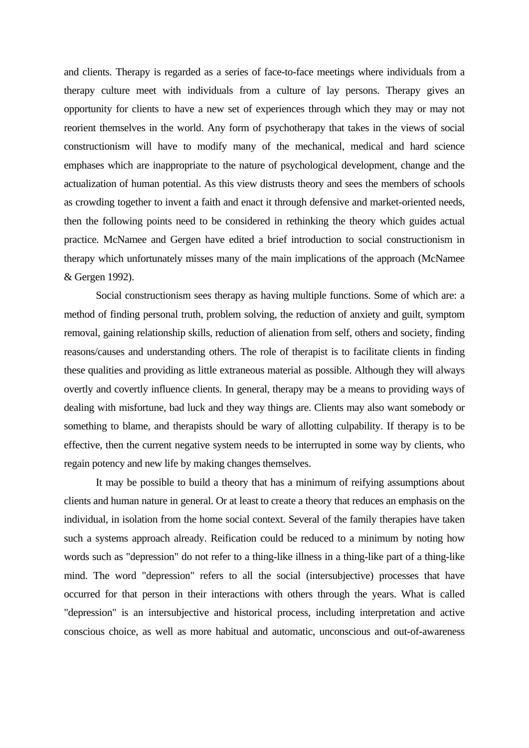and clients. Therapy is regarded as a series of face-to-face meetings where individuals from a therapy culture meet with individuals from a culture of lay persons. Therapy gives an opportunity for clients to have a new set of experiences through which they may or may not reorient themselves in the world. Any form of psychotherapy that takes in the views of social constructionism will have to modify many of the mechanical, medical and hard science emphases which are inappropriate to the nature of psychological development, change and the actualization of human potential. As this view distrusts theory and sees the members of schools as crowding together to invent a faith and enact it through defensive and market-oriented needs, then the following points need to be considered in rethinking the theory which guides actual practice. McNamee and Gergen have edited a brief introduction to social constructionism in therapy which unfortunately misses many of the main implications of the approach (McNamee & Gergen 1992).

Social constructionism sees therapy as having multiple functions. Some of which are: a method of finding personal truth, problem solving, the reduction of anxiety and guilt, symptom removal, gaining relationship skills, reduction of alienation from self, others and society, finding reasons/causes and understanding others. The role of therapist is to facilitate clients in finding these qualities and providing as little extraneous material as possible. Although they will always overtly and covertly influence clients. In general, therapy may be a means to providing ways of dealing with misfortune, bad luck and they way things are. Clients may also want somebody or something to blame, and therapists should be wary of allotting culpability. If therapy is to be effective, then the current negative system needs to be interrupted in some way by clients, who regain potency and new life by making changes themselves.

It may be possible to build a theory that has a minimum of reifying assumptions about clients and human nature in general. Or at least to create a theory that reduces an emphasis on the individual, in isolation from the home social context. Several of the family therapies have taken such a systems approach already. Reification could be reduced to a minimum by noting how words such as "depression" do not refer to a thing-like illness in a thing-like part of a thing-like mind. The word "depression" refers to all the social (intersubjective) processes that have occurred for that person in their interactions with others through the years. What is called "depression" is an intersubjective and historical process, including interpretation and active conscious choice, as well as more habitual and automatic, unconscious and out-of-awareness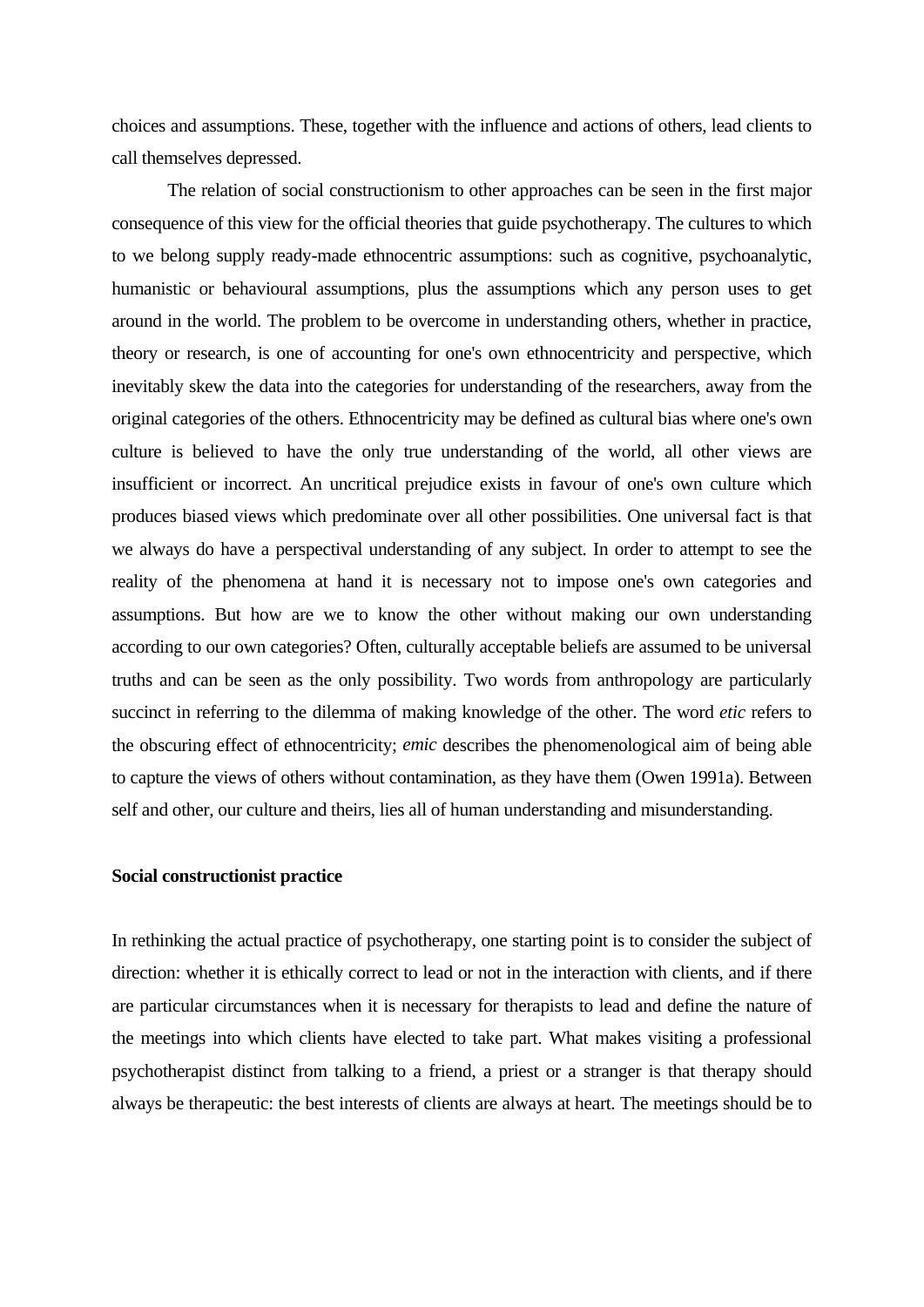choices and assumptions. These, together with the influence and actions of others, lead clients to call themselves depressed.

The relation of social constructionism to other approaches can be seen in the first major consequence of this view for the official theories that guide psychotherapy. The cultures to which to we belong supply ready-made ethnocentric assumptions: such as cognitive, psychoanalytic, humanistic or behavioural assumptions, plus the assumptions which any person uses to get around in the world. The problem to be overcome in understanding others, whether in practice, theory or research, is one of accounting for one's own ethnocentricity and perspective, which inevitably skew the data into the categories for understanding of the researchers, away from the original categories of the others. Ethnocentricity may be defined as cultural bias where one's own culture is believed to have the only true understanding of the world, all other views are insufficient or incorrect. An uncritical prejudice exists in favour of one's own culture which produces biased views which predominate over all other possibilities. One universal fact is that we always do have a perspectival understanding of any subject. In order to attempt to see the reality of the phenomena at hand it is necessary not to impose one's own categories and assumptions. But how are we to know the other without making our own understanding according to our own categories? Often, culturally acceptable beliefs are assumed to be universal truths and can be seen as the only possibility. Two words from anthropology are particularly succinct in referring to the dilemma of making knowledge of the other. The word *etic* refers to the obscuring effect of ethnocentricity; *emic* describes the phenomenological aim of being able to capture the views of others without contamination, as they have them (Owen 1991a). Between self and other, our culture and theirs, lies all of human understanding and misunderstanding.

**Social constructionist practice**

In rethinking the actual practice of psychotherapy, one starting point is to consider the subject of direction: whether it is ethically correct to lead or not in the interaction with clients, and if there are particular circumstances when it is necessary for therapists to lead and define the nature of the meetings into which clients have elected to take part. What makes visiting a professional psychotherapist distinct from talking to a friend, a priest or a stranger is that therapy should always be therapeutic: the best interests of clients are always at heart. The meetings should be to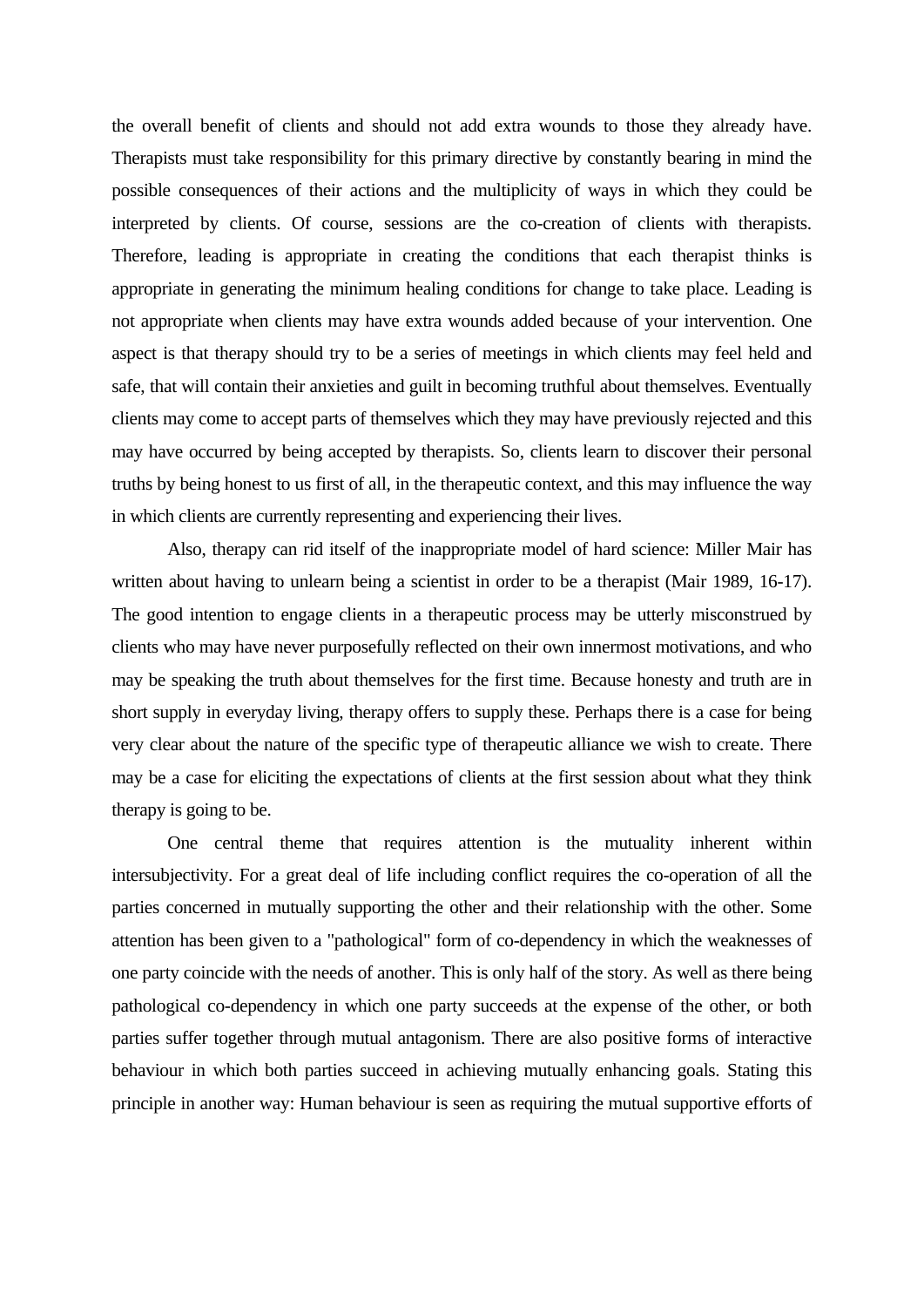the overall benefit of clients and should not add extra wounds to those they already have. Therapists must take responsibility for this primary directive by constantly bearing in mind the possible consequences of their actions and the multiplicity of ways in which they could be interpreted by clients. Of course, sessions are the co-creation of clients with therapists. Therefore, leading is appropriate in creating the conditions that each therapist thinks is appropriate in generating the minimum healing conditions for change to take place. Leading is not appropriate when clients may have extra wounds added because of your intervention. One aspect is that therapy should try to be a series of meetings in which clients may feel held and safe, that will contain their anxieties and guilt in becoming truthful about themselves. Eventually clients may come to accept parts of themselves which they may have previously rejected and this may have occurred by being accepted by therapists. So, clients learn to discover their personal truths by being honest to us first of all, in the therapeutic context, and this may influence the way in which clients are currently representing and experiencing their lives.

Also, therapy can rid itself of the inappropriate model of hard science: Miller Mair has written about having to unlearn being a scientist in order to be a therapist (Mair 1989, 16-17). The good intention to engage clients in a therapeutic process may be utterly misconstrued by clients who may have never purposefully reflected on their own innermost motivations, and who may be speaking the truth about themselves for the first time. Because honesty and truth are in short supply in everyday living, therapy offers to supply these. Perhaps there is a case for being very clear about the nature of the specific type of therapeutic alliance we wish to create. There may be a case for eliciting the expectations of clients at the first session about what they think therapy is going to be.

One central theme that requires attention is the mutuality inherent within intersubjectivity. For a great deal of life including conflict requires the co-operation of all the parties concerned in mutually supporting the other and their relationship with the other. Some attention has been given to a "pathological" form of co-dependency in which the weaknesses of one party coincide with the needs of another. This is only half of the story. As well as there being pathological co-dependency in which one party succeeds at the expense of the other, or both parties suffer together through mutual antagonism. There are also positive forms of interactive behaviour in which both parties succeed in achieving mutually enhancing goals. Stating this principle in another way: Human behaviour is seen as requiring the mutual supportive efforts of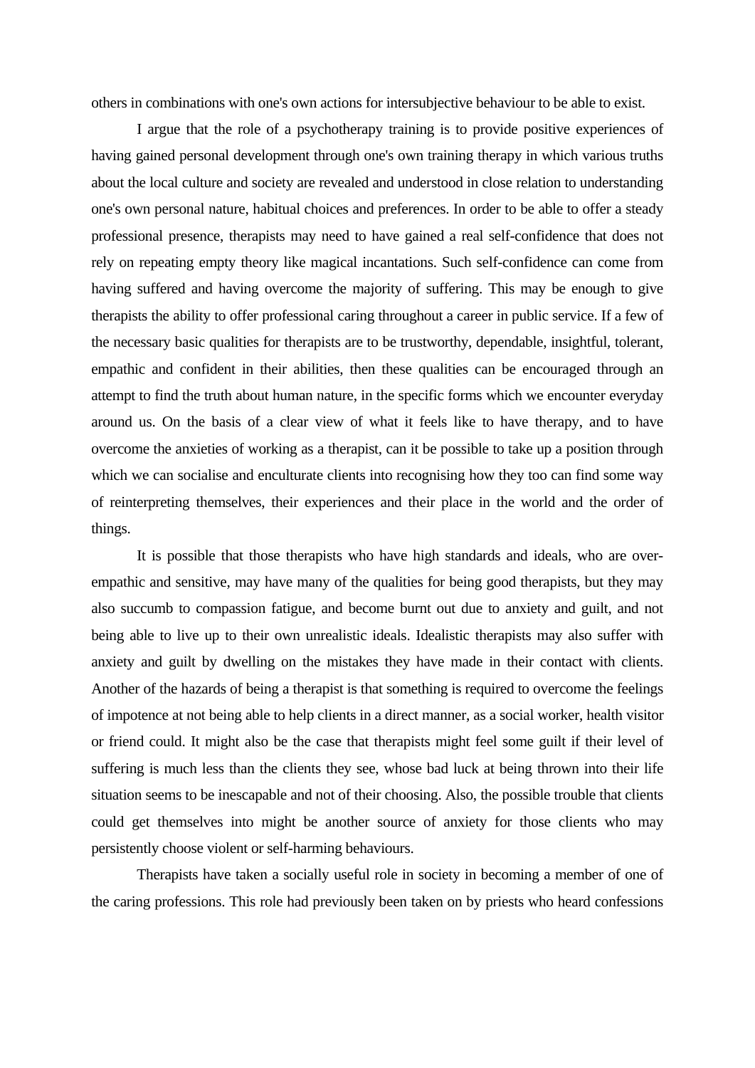others in combinations with one's own actions for intersubjective behaviour to be able to exist.

I argue that the role of a psychotherapy training is to provide positive experiences of having gained personal development through one's own training therapy in which various truths about the local culture and society are revealed and understood in close relation to understanding one's own personal nature, habitual choices and preferences. In order to be able to offer a steady professional presence, therapists may need to have gained a real self-confidence that does not rely on repeating empty theory like magical incantations. Such self-confidence can come from having suffered and having overcome the majority of suffering. This may be enough to give therapists the ability to offer professional caring throughout a career in public service. If a few of the necessary basic qualities for therapists are to be trustworthy, dependable, insightful, tolerant, empathic and confident in their abilities, then these qualities can be encouraged through an attempt to find the truth about human nature, in the specific forms which we encounter everyday around us. On the basis of a clear view of what it feels like to have therapy, and to have overcome the anxieties of working as a therapist, can it be possible to take up a position through which we can socialise and enculturate clients into recognising how they too can find some way of reinterpreting themselves, their experiences and their place in the world and the order of things.

It is possible that those therapists who have high standards and ideals, who are over-empathic and sensitive, may have many of the qualities for being good therapists, but they may also succumb to compassion fatigue, and become burnt out due to anxiety and guilt, and not being able to live up to their own unrealistic ideals. Idealistic therapists may also suffer with anxiety and guilt by dwelling on the mistakes they have made in their contact with clients. Another of the hazards of being a therapist is that something is required to overcome the feelings of impotence at not being able to help clients in a direct manner, as a social worker, health visitor or friend could. It might also be the case that therapists might feel some guilt if their level of suffering is much less than the clients they see, whose bad luck at being thrown into their life situation seems to be inescapable and not of their choosing. Also, the possible trouble that clients could get themselves into might be another source of anxiety for those clients who may persistently choose violent or self-harming behaviours.

Therapists have taken a socially useful role in society in becoming a member of one of the caring professions. This role had previously been taken on by priests who heard confessions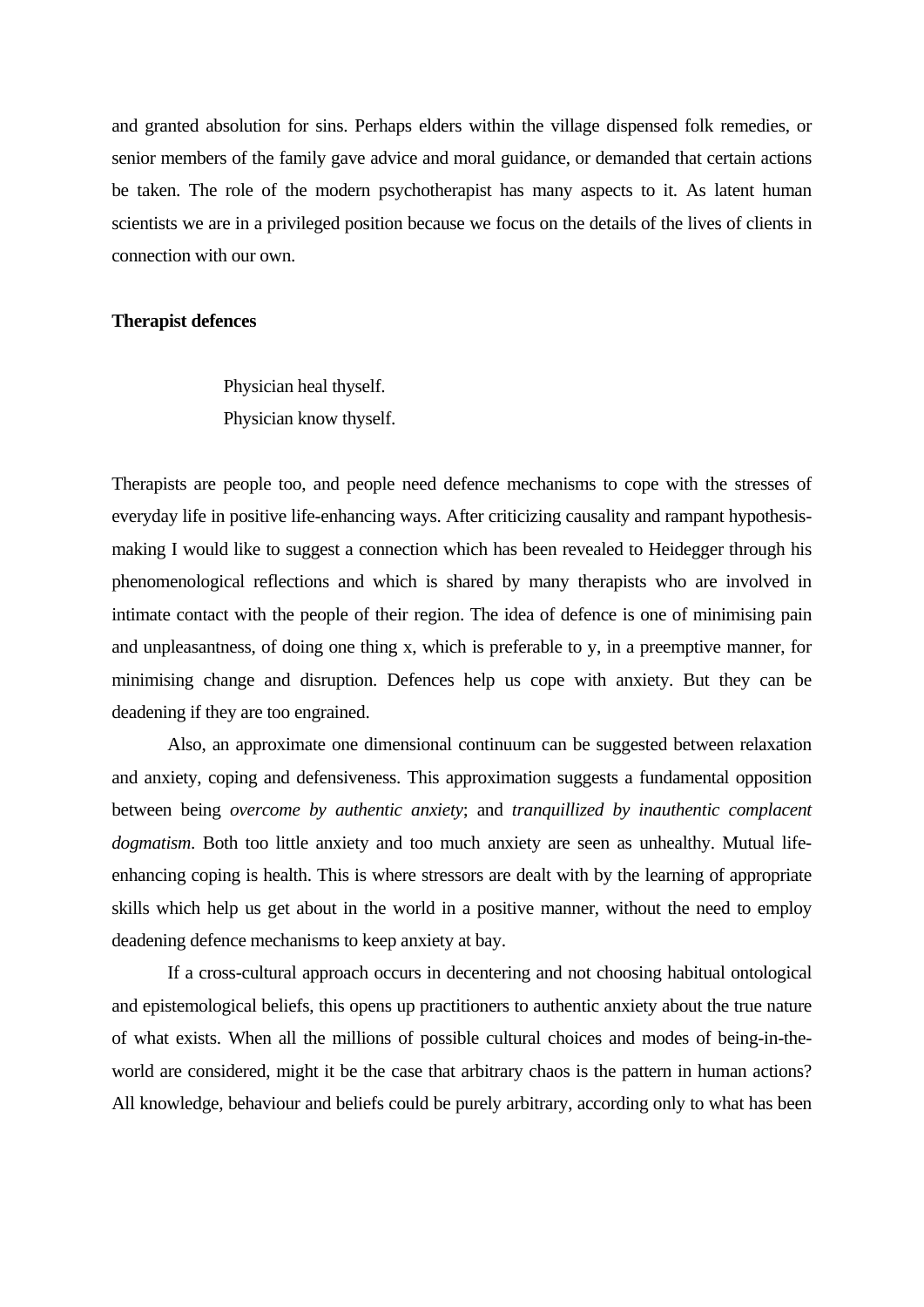and granted absolution for sins. Perhaps elders within the village dispensed folk remedies, or senior members of the family gave advice and moral guidance, or demanded that certain actions be taken. The role of the modern psychotherapist has many aspects to it. As latent human scientists we are in a privileged position because we focus on the details of the lives of clients in connection with our own.

**Therapist defences**

> Physician heal thyself.
> Physician know thyself.

Therapists are people too, and people need defence mechanisms to cope with the stresses of everyday life in positive life-enhancing ways. After criticizing causality and rampant hypothesis-making I would like to suggest a connection which has been revealed to Heidegger through his phenomenological reflections and which is shared by many therapists who are involved in intimate contact with the people of their region. The idea of defence is one of minimising pain and unpleasantness, of doing one thing x, which is preferable to y, in a preemptive manner, for minimising change and disruption. Defences help us cope with anxiety. But they can be deadening if they are too engrained.

Also, an approximate one dimensional continuum can be suggested between relaxation and anxiety, coping and defensiveness. This approximation suggests a fundamental opposition between being *overcome by authentic anxiety*; and *tranquillized by inauthentic complacent dogmatism*. Both too little anxiety and too much anxiety are seen as unhealthy. Mutual life-enhancing coping is health. This is where stressors are dealt with by the learning of appropriate skills which help us get about in the world in a positive manner, without the need to employ deadening defence mechanisms to keep anxiety at bay.

If a cross-cultural approach occurs in decentering and not choosing habitual ontological and epistemological beliefs, this opens up practitioners to authentic anxiety about the true nature of what exists. When all the millions of possible cultural choices and modes of being-in-the-world are considered, might it be the case that arbitrary chaos is the pattern in human actions? All knowledge, behaviour and beliefs could be purely arbitrary, according only to what has been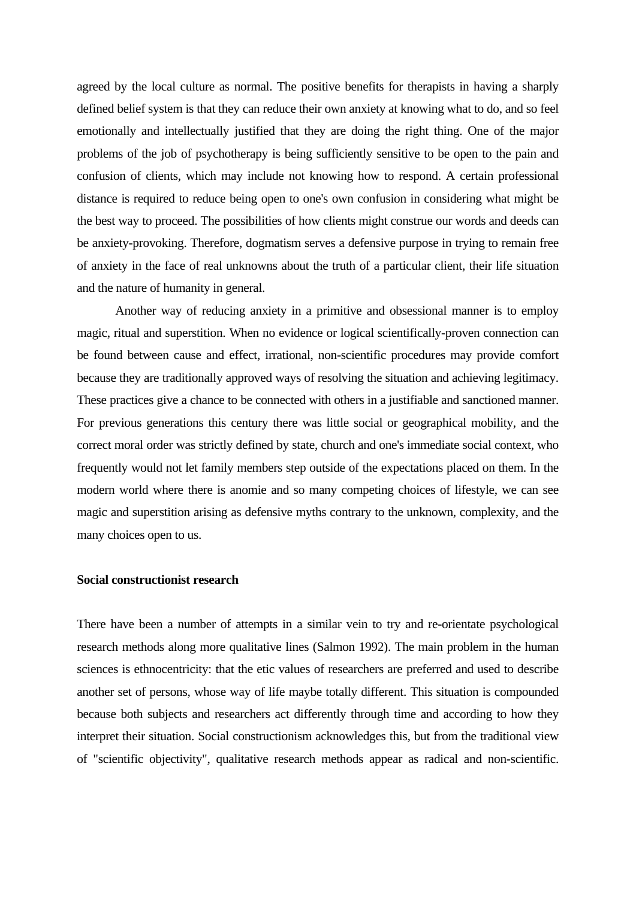agreed by the local culture as normal. The positive benefits for therapists in having a sharply defined belief system is that they can reduce their own anxiety at knowing what to do, and so feel emotionally and intellectually justified that they are doing the right thing. One of the major problems of the job of psychotherapy is being sufficiently sensitive to be open to the pain and confusion of clients, which may include not knowing how to respond. A certain professional distance is required to reduce being open to one's own confusion in considering what might be the best way to proceed. The possibilities of how clients might construe our words and deeds can be anxiety-provoking. Therefore, dogmatism serves a defensive purpose in trying to remain free of anxiety in the face of real unknowns about the truth of a particular client, their life situation and the nature of humanity in general.

Another way of reducing anxiety in a primitive and obsessional manner is to employ magic, ritual and superstition. When no evidence or logical scientifically-proven connection can be found between cause and effect, irrational, non-scientific procedures may provide comfort because they are traditionally approved ways of resolving the situation and achieving legitimacy. These practices give a chance to be connected with others in a justifiable and sanctioned manner. For previous generations this century there was little social or geographical mobility, and the correct moral order was strictly defined by state, church and one's immediate social context, who frequently would not let family members step outside of the expectations placed on them. In the modern world where there is anomie and so many competing choices of lifestyle, we can see magic and superstition arising as defensive myths contrary to the unknown, complexity, and the many choices open to us.

**Social constructionist research**

There have been a number of attempts in a similar vein to try and re-orientate psychological research methods along more qualitative lines (Salmon 1992). The main problem in the human sciences is ethnocentricity: that the etic values of researchers are preferred and used to describe another set of persons, whose way of life maybe totally different. This situation is compounded because both subjects and researchers act differently through time and according to how they interpret their situation. Social constructionism acknowledges this, but from the traditional view of "scientific objectivity", qualitative research methods appear as radical and non-scientific.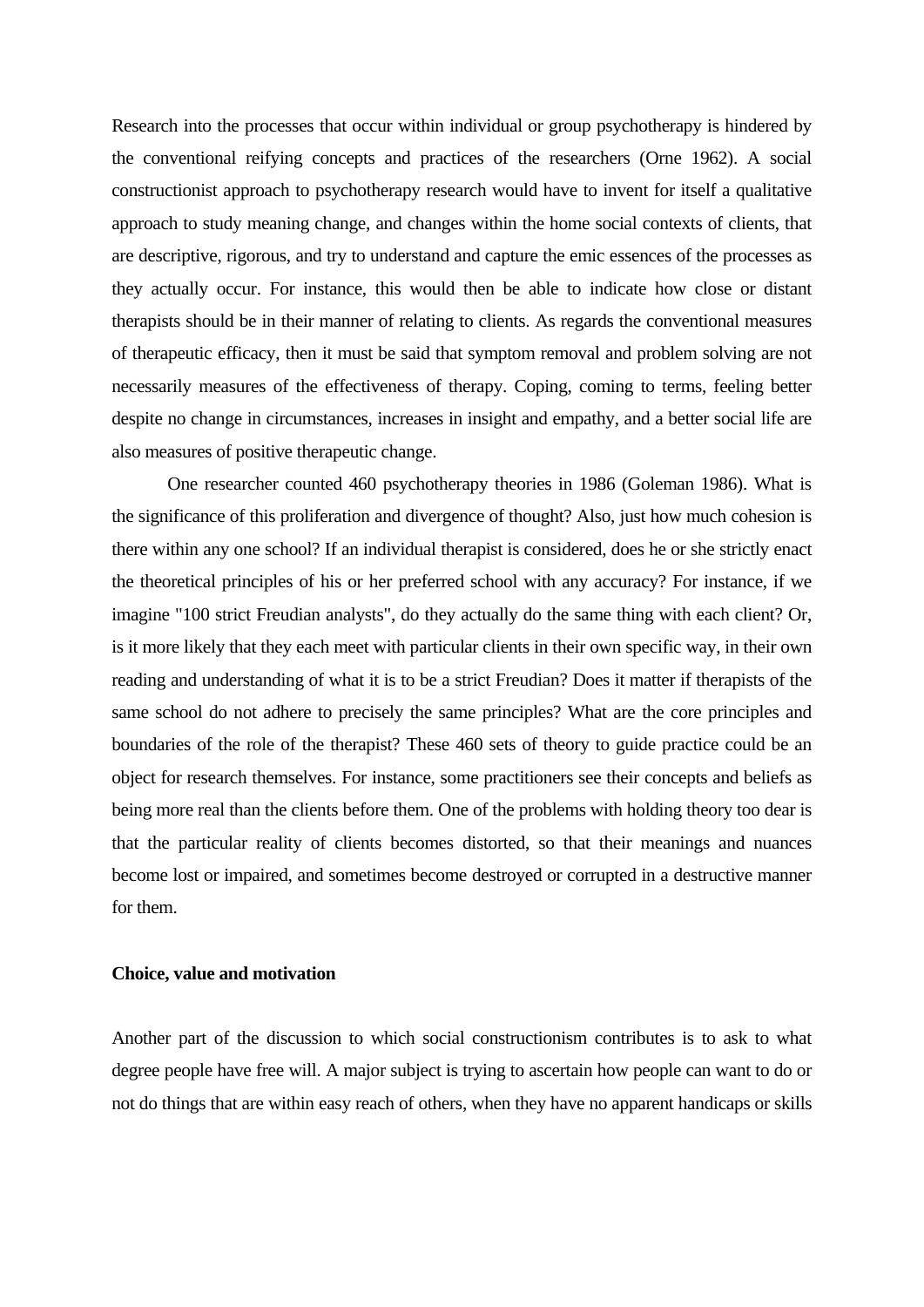Research into the processes that occur within individual or group psychotherapy is hindered by the conventional reifying concepts and practices of the researchers (Orne 1962). A social constructionist approach to psychotherapy research would have to invent for itself a qualitative approach to study meaning change, and changes within the home social contexts of clients, that are descriptive, rigorous, and try to understand and capture the emic essences of the processes as they actually occur. For instance, this would then be able to indicate how close or distant therapists should be in their manner of relating to clients. As regards the conventional measures of therapeutic efficacy, then it must be said that symptom removal and problem solving are not necessarily measures of the effectiveness of therapy. Coping, coming to terms, feeling better despite no change in circumstances, increases in insight and empathy, and a better social life are also measures of positive therapeutic change.

One researcher counted 460 psychotherapy theories in 1986 (Goleman 1986). What is the significance of this proliferation and divergence of thought? Also, just how much cohesion is there within any one school? If an individual therapist is considered, does he or she strictly enact the theoretical principles of his or her preferred school with any accuracy? For instance, if we imagine "100 strict Freudian analysts", do they actually do the same thing with each client? Or, is it more likely that they each meet with particular clients in their own specific way, in their own reading and understanding of what it is to be a strict Freudian? Does it matter if therapists of the same school do not adhere to precisely the same principles? What are the core principles and boundaries of the role of the therapist? These 460 sets of theory to guide practice could be an object for research themselves. For instance, some practitioners see their concepts and beliefs as being more real than the clients before them. One of the problems with holding theory too dear is that the particular reality of clients becomes distorted, so that their meanings and nuances become lost or impaired, and sometimes become destroyed or corrupted in a destructive manner for them.

**Choice, value and motivation**

Another part of the discussion to which social constructionism contributes is to ask to what degree people have free will. A major subject is trying to ascertain how people can want to do or not do things that are within easy reach of others, when they have no apparent handicaps or skills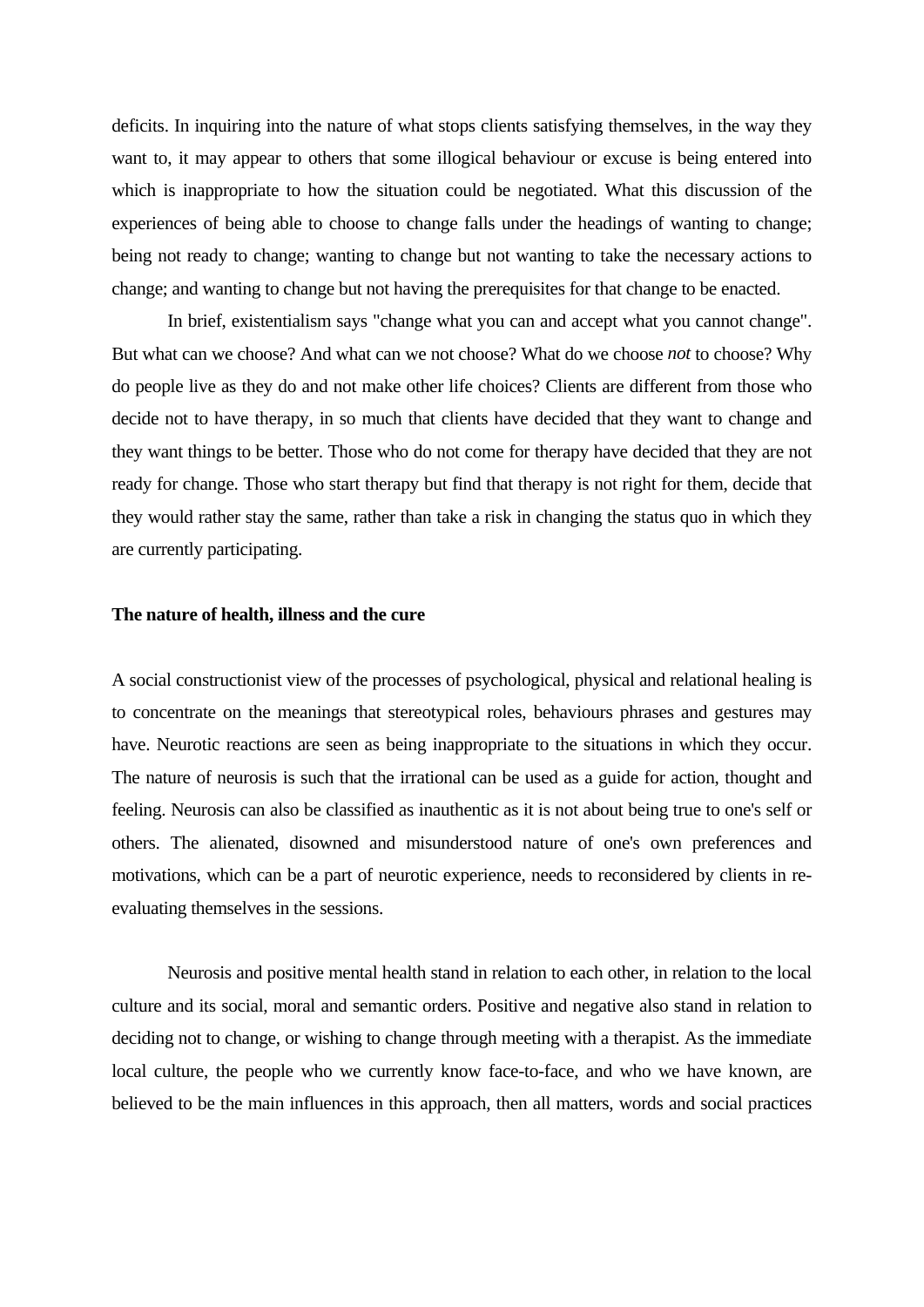deficits. In inquiring into the nature of what stops clients satisfying themselves, in the way they want to, it may appear to others that some illogical behaviour or excuse is being entered into which is inappropriate to how the situation could be negotiated. What this discussion of the experiences of being able to choose to change falls under the headings of wanting to change; being not ready to change; wanting to change but not wanting to take the necessary actions to change; and wanting to change but not having the prerequisites for that change to be enacted.

In brief, existentialism says "change what you can and accept what you cannot change". But what can we choose? And what can we not choose? What do we choose *not* to choose? Why do people live as they do and not make other life choices? Clients are different from those who decide not to have therapy, in so much that clients have decided that they want to change and they want things to be better. Those who do not come for therapy have decided that they are not ready for change. Those who start therapy but find that therapy is not right for them, decide that they would rather stay the same, rather than take a risk in changing the status quo in which they are currently participating.

**The nature of health, illness and the cure**

A social constructionist view of the processes of psychological, physical and relational healing is to concentrate on the meanings that stereotypical roles, behaviours phrases and gestures may have. Neurotic reactions are seen as being inappropriate to the situations in which they occur. The nature of neurosis is such that the irrational can be used as a guide for action, thought and feeling. Neurosis can also be classified as inauthentic as it is not about being true to one's self or others. The alienated, disowned and misunderstood nature of one's own preferences and motivations, which can be a part of neurotic experience, needs to reconsidered by clients in re-evaluating themselves in the sessions.

Neurosis and positive mental health stand in relation to each other, in relation to the local culture and its social, moral and semantic orders. Positive and negative also stand in relation to deciding not to change, or wishing to change through meeting with a therapist. As the immediate local culture, the people who we currently know face-to-face, and who we have known, are believed to be the main influences in this approach, then all matters, words and social practices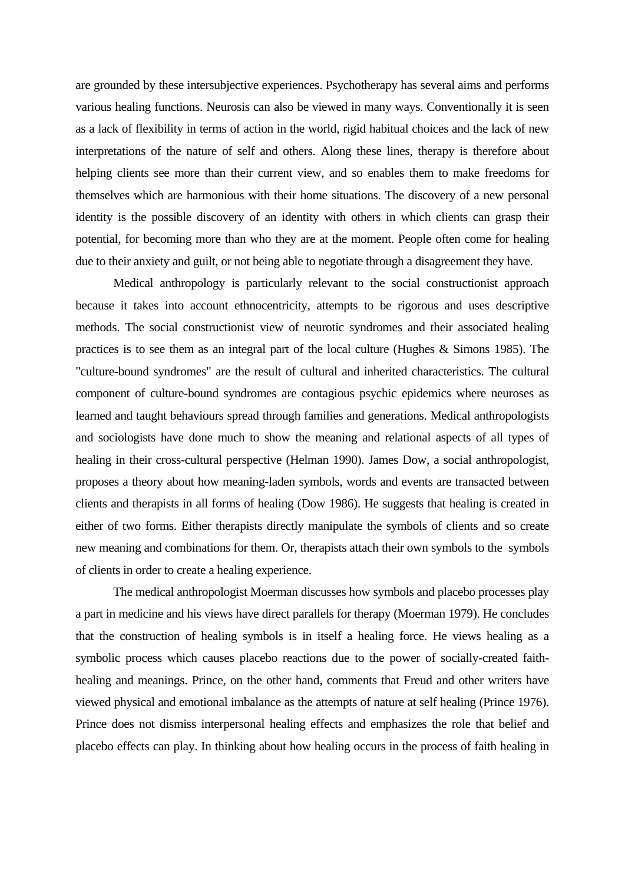are grounded by these intersubjective experiences. Psychotherapy has several aims and performs various healing functions. Neurosis can also be viewed in many ways. Conventionally it is seen as a lack of flexibility in terms of action in the world, rigid habitual choices and the lack of new interpretations of the nature of self and others. Along these lines, therapy is therefore about helping clients see more than their current view, and so enables them to make freedoms for themselves which are harmonious with their home situations. The discovery of a new personal identity is the possible discovery of an identity with others in which clients can grasp their potential, for becoming more than who they are at the moment. People often come for healing due to their anxiety and guilt, or not being able to negotiate through a disagreement they have.

Medical anthropology is particularly relevant to the social constructionist approach because it takes into account ethnocentricity, attempts to be rigorous and uses descriptive methods. The social constructionist view of neurotic syndromes and their associated healing practices is to see them as an integral part of the local culture (Hughes & Simons 1985). The "culture-bound syndromes" are the result of cultural and inherited characteristics. The cultural component of culture-bound syndromes are contagious psychic epidemics where neuroses as learned and taught behaviours spread through families and generations. Medical anthropologists and sociologists have done much to show the meaning and relational aspects of all types of healing in their cross-cultural perspective (Helman 1990). James Dow, a social anthropologist, proposes a theory about how meaning-laden symbols, words and events are transacted between clients and therapists in all forms of healing (Dow 1986). He suggests that healing is created in either of two forms. Either therapists directly manipulate the symbols of clients and so create new meaning and combinations for them. Or, therapists attach their own symbols to the symbols of clients in order to create a healing experience.

The medical anthropologist Moerman discusses how symbols and placebo processes play a part in medicine and his views have direct parallels for therapy (Moerman 1979). He concludes that the construction of healing symbols is in itself a healing force. He views healing as a symbolic process which causes placebo reactions due to the power of socially-created faith-healing and meanings. Prince, on the other hand, comments that Freud and other writers have viewed physical and emotional imbalance as the attempts of nature at self healing (Prince 1976). Prince does not dismiss interpersonal healing effects and emphasizes the role that belief and placebo effects can play. In thinking about how healing occurs in the process of faith healing in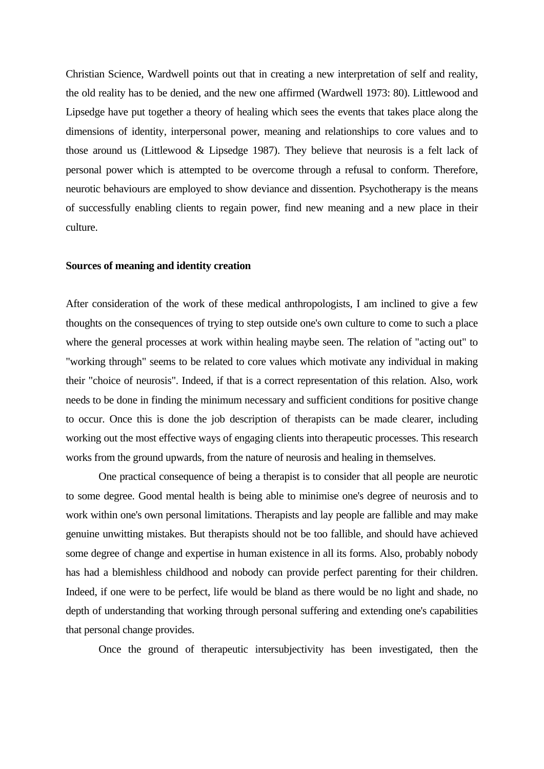Christian Science, Wardwell points out that in creating a new interpretation of self and reality, the old reality has to be denied, and the new one affirmed (Wardwell 1973: 80). Littlewood and Lipsedge have put together a theory of healing which sees the events that takes place along the dimensions of identity, interpersonal power, meaning and relationships to core values and to those around us (Littlewood & Lipsedge 1987). They believe that neurosis is a felt lack of personal power which is attempted to be overcome through a refusal to conform. Therefore, neurotic behaviours are employed to show deviance and dissention. Psychotherapy is the means of successfully enabling clients to regain power, find new meaning and a new place in their culture.

**Sources of meaning and identity creation**

After consideration of the work of these medical anthropologists, I am inclined to give a few thoughts on the consequences of trying to step outside one's own culture to come to such a place where the general processes at work within healing maybe seen. The relation of "acting out" to "working through" seems to be related to core values which motivate any individual in making their "choice of neurosis". Indeed, if that is a correct representation of this relation. Also, work needs to be done in finding the minimum necessary and sufficient conditions for positive change to occur. Once this is done the job description of therapists can be made clearer, including working out the most effective ways of engaging clients into therapeutic processes. This research works from the ground upwards, from the nature of neurosis and healing in themselves.

One practical consequence of being a therapist is to consider that all people are neurotic to some degree. Good mental health is being able to minimise one's degree of neurosis and to work within one's own personal limitations. Therapists and lay people are fallible and may make genuine unwitting mistakes. But therapists should not be too fallible, and should have achieved some degree of change and expertise in human existence in all its forms. Also, probably nobody has had a blemishless childhood and nobody can provide perfect parenting for their children. Indeed, if one were to be perfect, life would be bland as there would be no light and shade, no depth of understanding that working through personal suffering and extending one's capabilities that personal change provides.

Once the ground of therapeutic intersubjectivity has been investigated, then the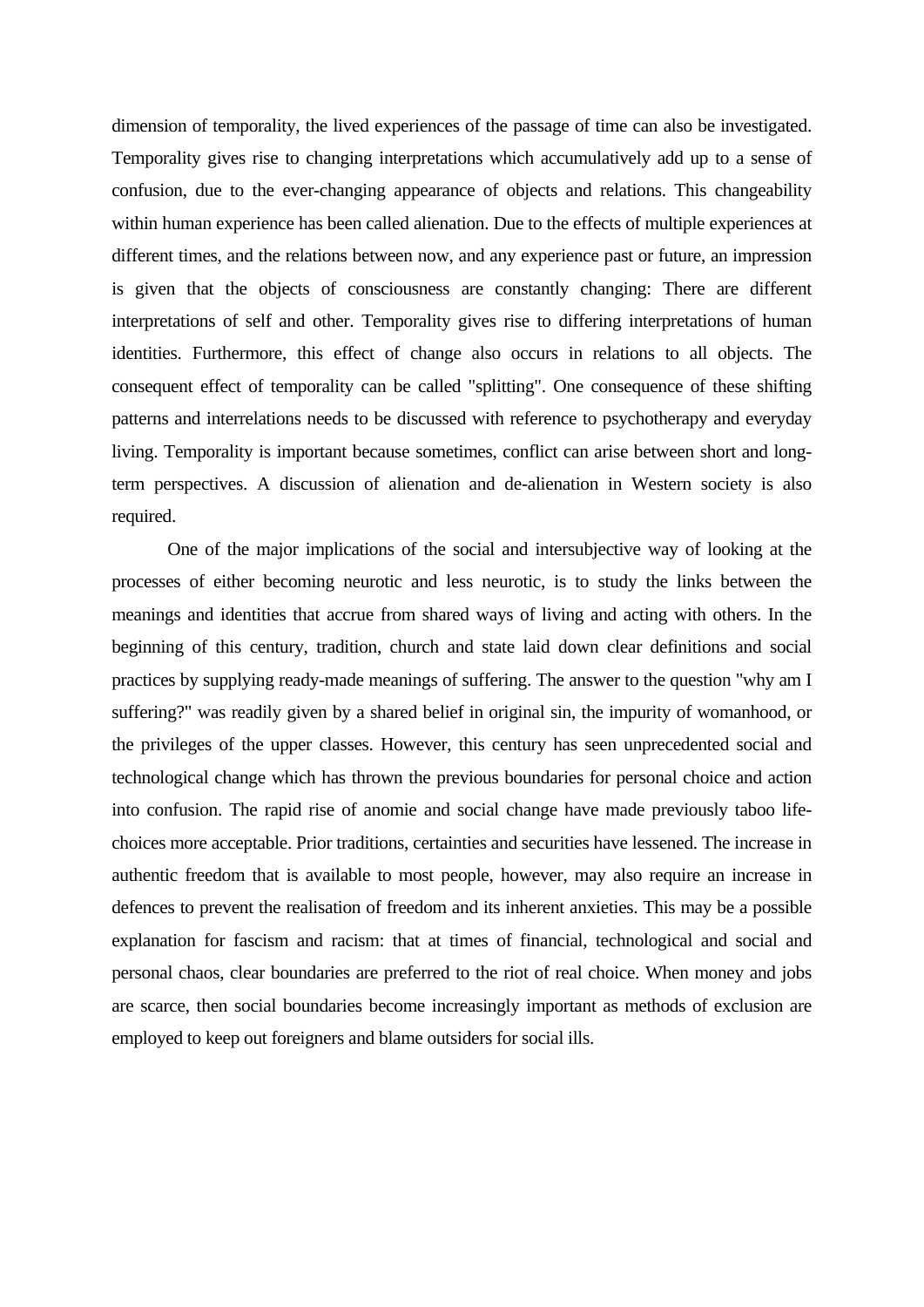dimension of temporality, the lived experiences of the passage of time can also be investigated. Temporality gives rise to changing interpretations which accumulatively add up to a sense of confusion, due to the ever-changing appearance of objects and relations. This changeability within human experience has been called alienation. Due to the effects of multiple experiences at different times, and the relations between now, and any experience past or future, an impression is given that the objects of consciousness are constantly changing: There are different interpretations of self and other. Temporality gives rise to differing interpretations of human identities. Furthermore, this effect of change also occurs in relations to all objects. The consequent effect of temporality can be called "splitting". One consequence of these shifting patterns and interrelations needs to be discussed with reference to psychotherapy and everyday living. Temporality is important because sometimes, conflict can arise between short and long-term perspectives. A discussion of alienation and de-alienation in Western society is also required.

One of the major implications of the social and intersubjective way of looking at the processes of either becoming neurotic and less neurotic, is to study the links between the meanings and identities that accrue from shared ways of living and acting with others. In the beginning of this century, tradition, church and state laid down clear definitions and social practices by supplying ready-made meanings of suffering. The answer to the question "why am I suffering?" was readily given by a shared belief in original sin, the impurity of womanhood, or the privileges of the upper classes. However, this century has seen unprecedented social and technological change which has thrown the previous boundaries for personal choice and action into confusion. The rapid rise of anomie and social change have made previously taboo life-choices more acceptable. Prior traditions, certainties and securities have lessened. The increase in authentic freedom that is available to most people, however, may also require an increase in defences to prevent the realisation of freedom and its inherent anxieties. This may be a possible explanation for fascism and racism: that at times of financial, technological and social and personal chaos, clear boundaries are preferred to the riot of real choice. When money and jobs are scarce, then social boundaries become increasingly important as methods of exclusion are employed to keep out foreigners and blame outsiders for social ills.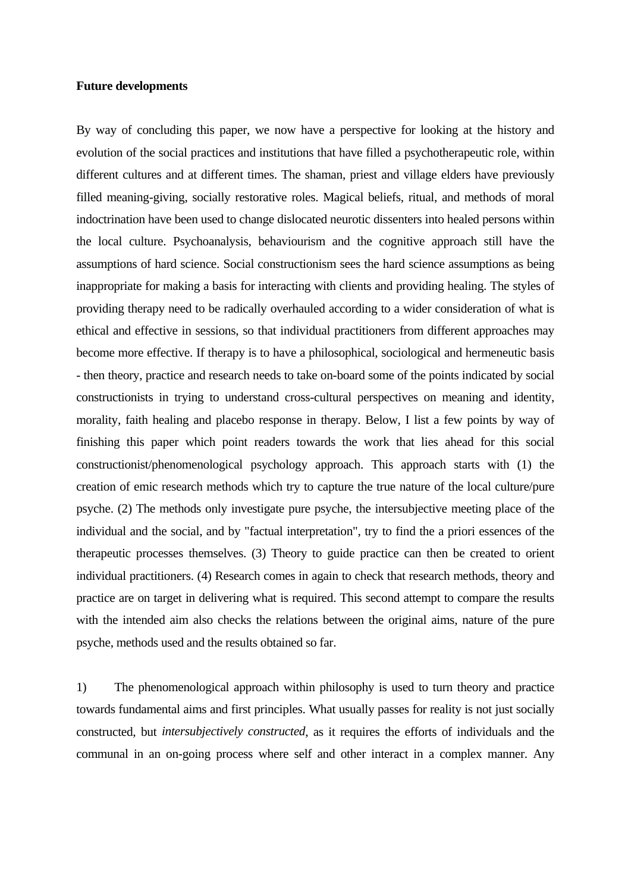**Future developments**

By way of concluding this paper, we now have a perspective for looking at the history and evolution of the social practices and institutions that have filled a psychotherapeutic role, within different cultures and at different times. The shaman, priest and village elders have previously filled meaning-giving, socially restorative roles. Magical beliefs, ritual, and methods of moral indoctrination have been used to change dislocated neurotic dissenters into healed persons within the local culture. Psychoanalysis, behaviourism and the cognitive approach still have the assumptions of hard science. Social constructionism sees the hard science assumptions as being inappropriate for making a basis for interacting with clients and providing healing. The styles of providing therapy need to be radically overhauled according to a wider consideration of what is ethical and effective in sessions, so that individual practitioners from different approaches may become more effective. If therapy is to have a philosophical, sociological and hermeneutic basis - then theory, practice and research needs to take on-board some of the points indicated by social constructionists in trying to understand cross-cultural perspectives on meaning and identity, morality, faith healing and placebo response in therapy. Below, I list a few points by way of finishing this paper which point readers towards the work that lies ahead for this social constructionist/phenomenological psychology approach. This approach starts with (1) the creation of emic research methods which try to capture the true nature of the local culture/pure psyche. (2) The methods only investigate pure psyche, the intersubjective meeting place of the individual and the social, and by "factual interpretation", try to find the a priori essences of the therapeutic processes themselves. (3) Theory to guide practice can then be created to orient individual practitioners. (4) Research comes in again to check that research methods, theory and practice are on target in delivering what is required. This second attempt to compare the results with the intended aim also checks the relations between the original aims, nature of the pure psyche, methods used and the results obtained so far.

1) The phenomenological approach within philosophy is used to turn theory and practice towards fundamental aims and first principles. What usually passes for reality is not just socially constructed, but *intersubjectively constructed*, as it requires the efforts of individuals and the communal in an on-going process where self and other interact in a complex manner. Any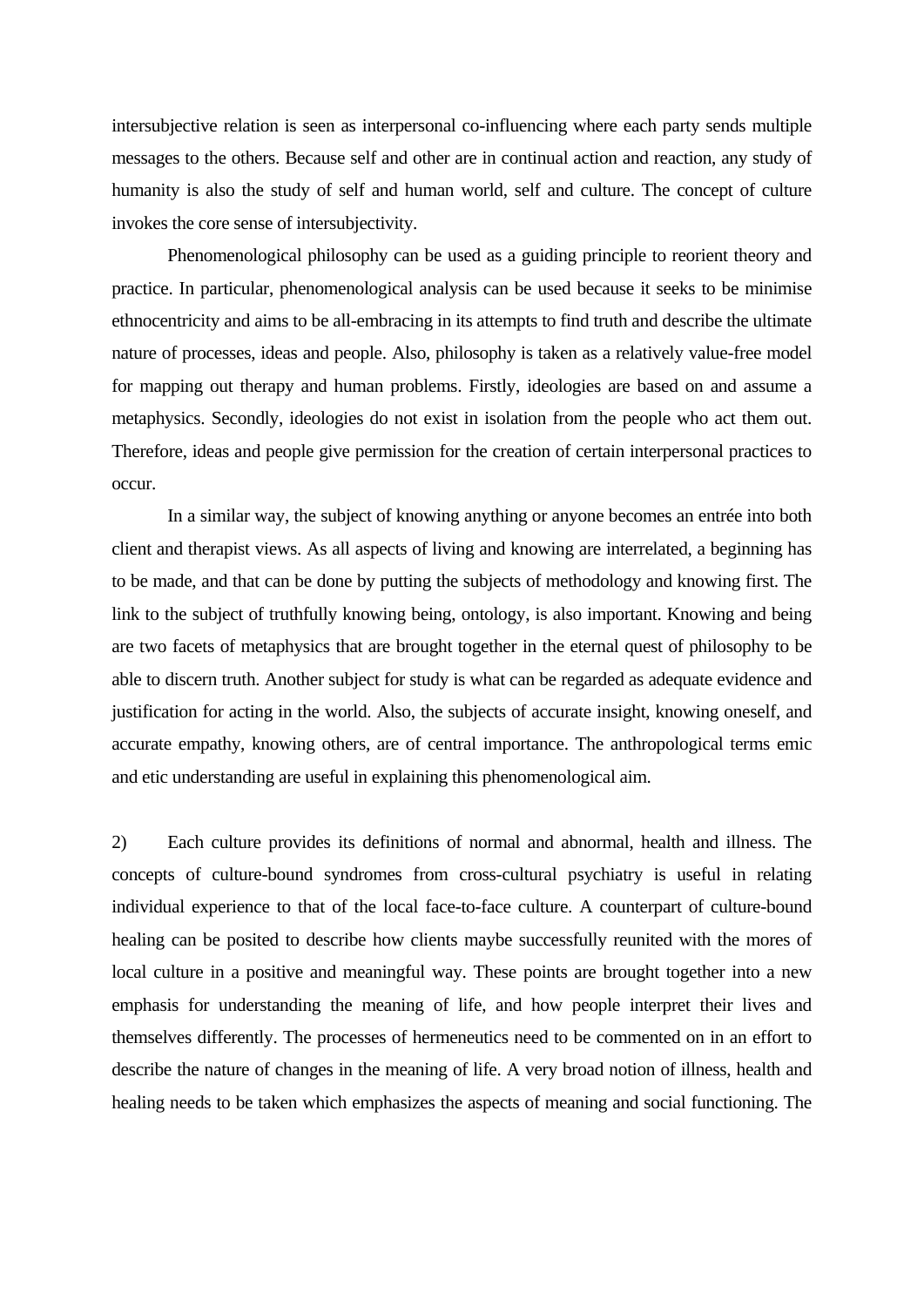intersubjective relation is seen as interpersonal co-influencing where each party sends multiple messages to the others. Because self and other are in continual action and reaction, any study of humanity is also the study of self and human world, self and culture. The concept of culture invokes the core sense of intersubjectivity.

Phenomenological philosophy can be used as a guiding principle to reorient theory and practice. In particular, phenomenological analysis can be used because it seeks to be minimise ethnocentricity and aims to be all-embracing in its attempts to find truth and describe the ultimate nature of processes, ideas and people. Also, philosophy is taken as a relatively value-free model for mapping out therapy and human problems. Firstly, ideologies are based on and assume a metaphysics. Secondly, ideologies do not exist in isolation from the people who act them out. Therefore, ideas and people give permission for the creation of certain interpersonal practices to occur.

In a similar way, the subject of knowing anything or anyone becomes an entrée into both client and therapist views. As all aspects of living and knowing are interrelated, a beginning has to be made, and that can be done by putting the subjects of methodology and knowing first. The link to the subject of truthfully knowing being, ontology, is also important. Knowing and being are two facets of metaphysics that are brought together in the eternal quest of philosophy to be able to discern truth. Another subject for study is what can be regarded as adequate evidence and justification for acting in the world. Also, the subjects of accurate insight, knowing oneself, and accurate empathy, knowing others, are of central importance. The anthropological terms emic and etic understanding are useful in explaining this phenomenological aim.

2) Each culture provides its definitions of normal and abnormal, health and illness. The concepts of culture-bound syndromes from cross-cultural psychiatry is useful in relating individual experience to that of the local face-to-face culture. A counterpart of culture-bound healing can be posited to describe how clients maybe successfully reunited with the mores of local culture in a positive and meaningful way. These points are brought together into a new emphasis for understanding the meaning of life, and how people interpret their lives and themselves differently. The processes of hermeneutics need to be commented on in an effort to describe the nature of changes in the meaning of life. A very broad notion of illness, health and healing needs to be taken which emphasizes the aspects of meaning and social functioning. The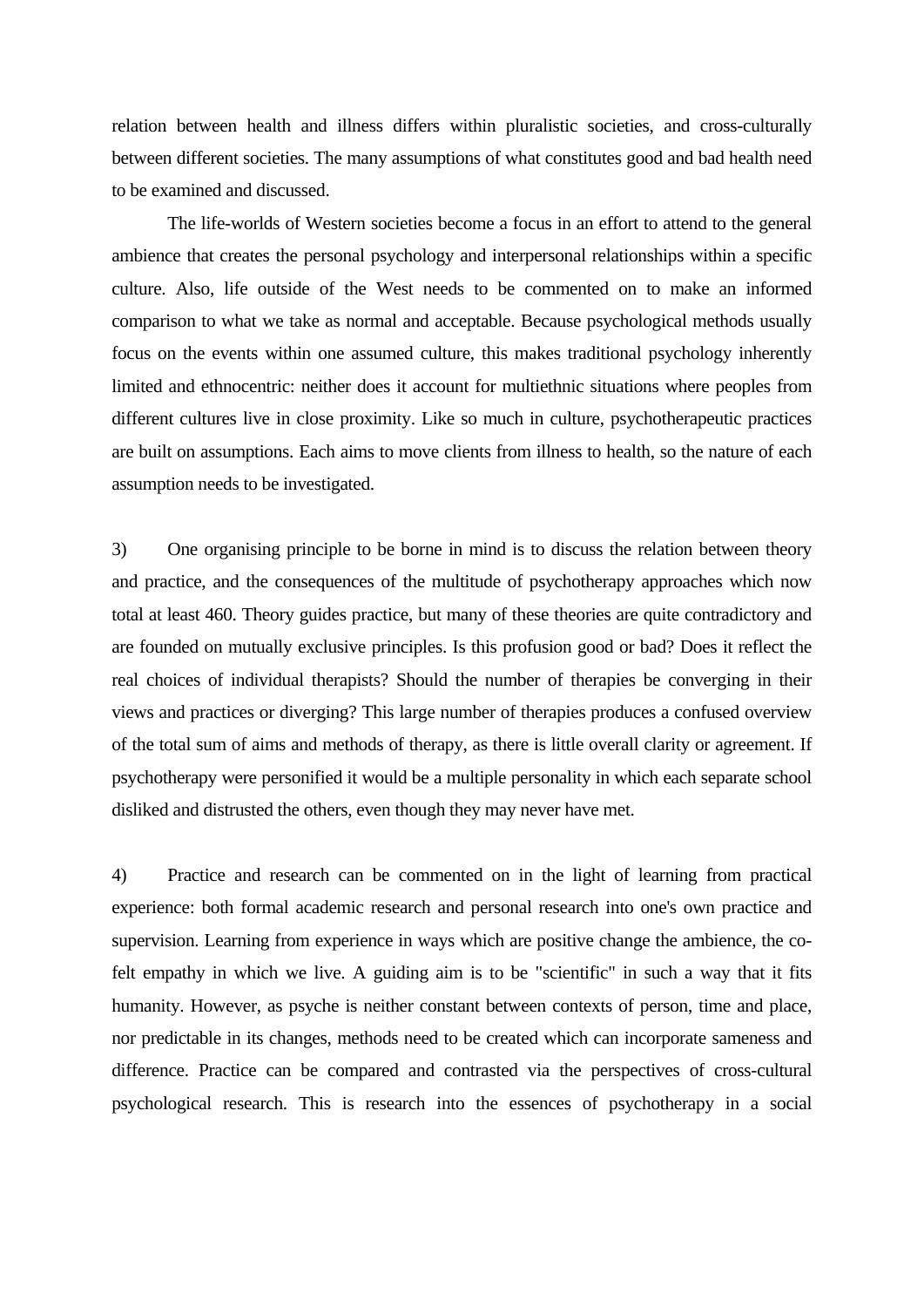relation between health and illness differs within pluralistic societies, and cross-culturally between different societies. The many assumptions of what constitutes good and bad health need to be examined and discussed.

The life-worlds of Western societies become a focus in an effort to attend to the general ambience that creates the personal psychology and interpersonal relationships within a specific culture. Also, life outside of the West needs to be commented on to make an informed comparison to what we take as normal and acceptable. Because psychological methods usually focus on the events within one assumed culture, this makes traditional psychology inherently limited and ethnocentric: neither does it account for multiethnic situations where peoples from different cultures live in close proximity. Like so much in culture, psychotherapeutic practices are built on assumptions. Each aims to move clients from illness to health, so the nature of each assumption needs to be investigated.

3) One organising principle to be borne in mind is to discuss the relation between theory and practice, and the consequences of the multitude of psychotherapy approaches which now total at least 460. Theory guides practice, but many of these theories are quite contradictory and are founded on mutually exclusive principles. Is this profusion good or bad? Does it reflect the real choices of individual therapists? Should the number of therapies be converging in their views and practices or diverging? This large number of therapies produces a confused overview of the total sum of aims and methods of therapy, as there is little overall clarity or agreement. If psychotherapy were personified it would be a multiple personality in which each separate school disliked and distrusted the others, even though they may never have met.

4) Practice and research can be commented on in the light of learning from practical experience: both formal academic research and personal research into one's own practice and supervision. Learning from experience in ways which are positive change the ambience, the co-felt empathy in which we live. A guiding aim is to be "scientific" in such a way that it fits humanity. However, as psyche is neither constant between contexts of person, time and place, nor predictable in its changes, methods need to be created which can incorporate sameness and difference. Practice can be compared and contrasted via the perspectives of cross-cultural psychological research. This is research into the essences of psychotherapy in a social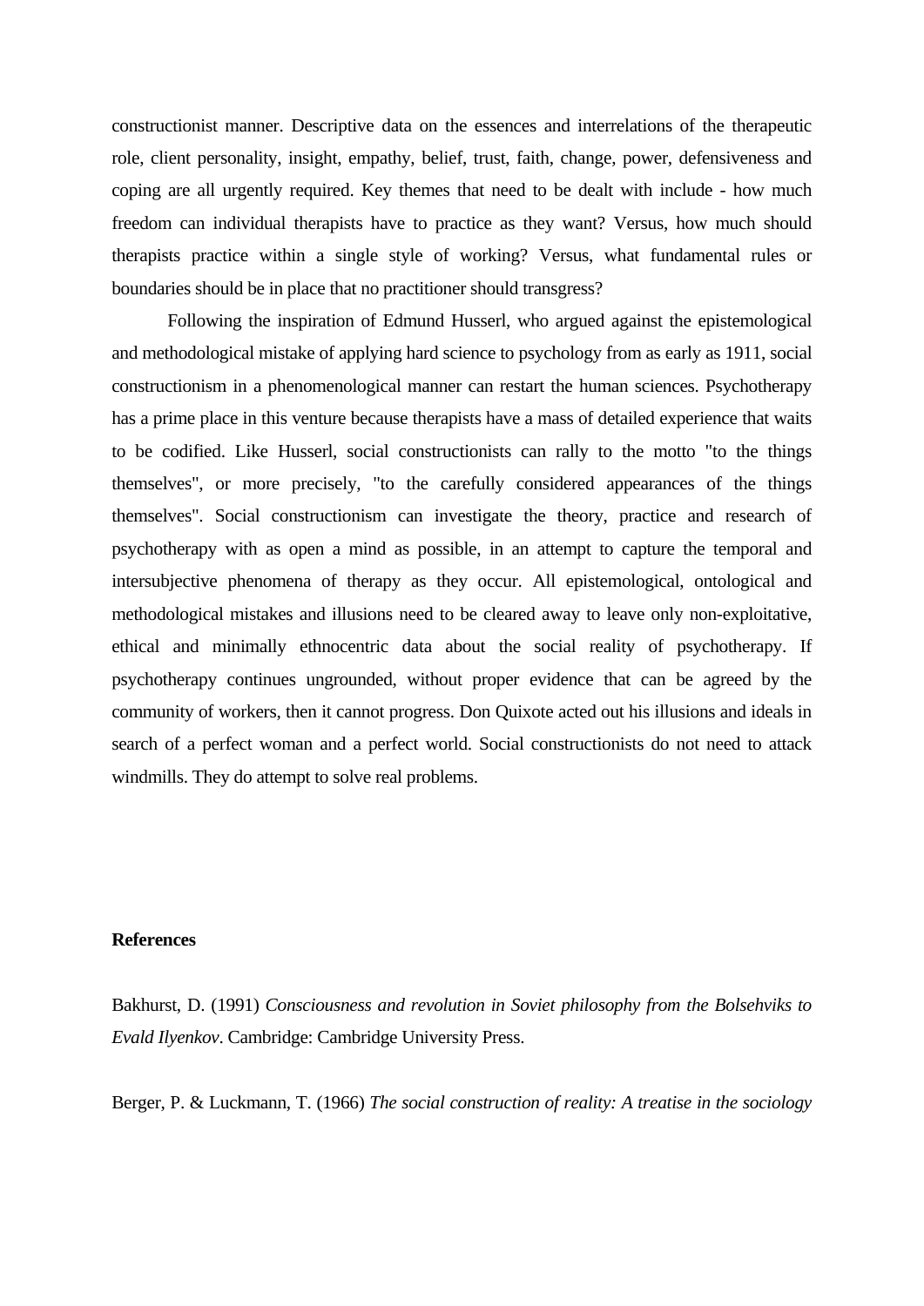constructionist manner. Descriptive data on the essences and interrelations of the therapeutic role, client personality, insight, empathy, belief, trust, faith, change, power, defensiveness and coping are all urgently required. Key themes that need to be dealt with include - how much freedom can individual therapists have to practice as they want? Versus, how much should therapists practice within a single style of working? Versus, what fundamental rules or boundaries should be in place that no practitioner should transgress?

Following the inspiration of Edmund Husserl, who argued against the epistemological and methodological mistake of applying hard science to psychology from as early as 1911, social constructionism in a phenomenological manner can restart the human sciences. Psychotherapy has a prime place in this venture because therapists have a mass of detailed experience that waits to be codified. Like Husserl, social constructionists can rally to the motto "to the things themselves", or more precisely, "to the carefully considered appearances of the things themselves". Social constructionism can investigate the theory, practice and research of psychotherapy with as open a mind as possible, in an attempt to capture the temporal and intersubjective phenomena of therapy as they occur. All epistemological, ontological and methodological mistakes and illusions need to be cleared away to leave only non-exploitative, ethical and minimally ethnocentric data about the social reality of psychotherapy. If psychotherapy continues ungrounded, without proper evidence that can be agreed by the community of workers, then it cannot progress. Don Quixote acted out his illusions and ideals in search of a perfect woman and a perfect world. Social constructionists do not need to attack windmills. They do attempt to solve real problems.

**References**

Bakhurst, D. (1991) *Consciousness and revolution in Soviet philosophy from the Bolsehviks to Evald Ilyenkov*. Cambridge: Cambridge University Press.

Berger, P. & Luckmann, T. (1966) *The social construction of reality: A treatise in the sociology*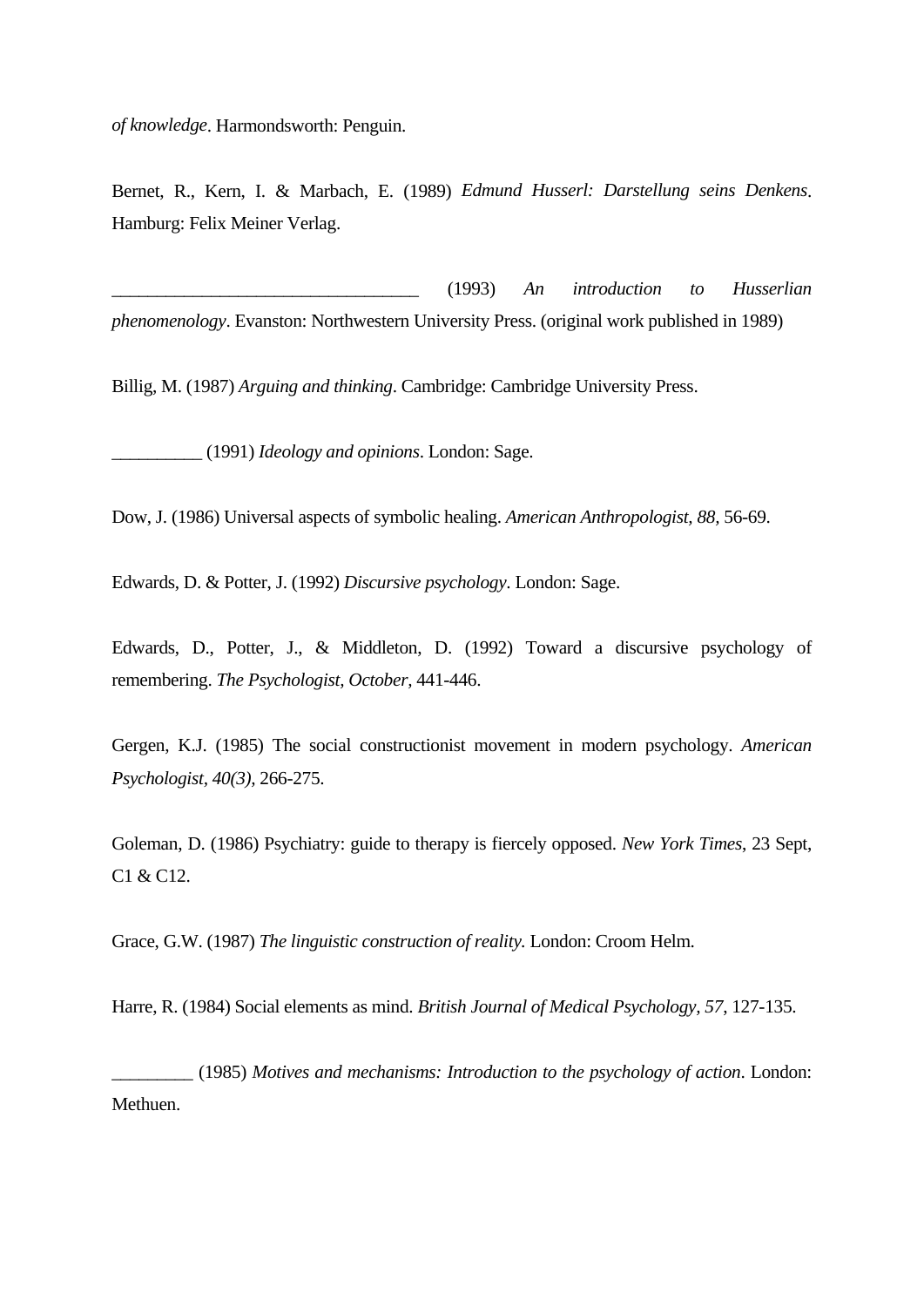*of knowledge*. Harmondsworth: Penguin.

Bernet, R., Kern, I. & Marbach, E. (1989) *Edmund Husserl: Darstellung seins Denkens*. Hamburg: Felix Meiner Verlag.

__________________________________ (1993) *An introduction to Husserlian phenomenology*. Evanston: Northwestern University Press. (original work published in 1989)

Billig, M. (1987) *Arguing and thinking*. Cambridge: Cambridge University Press.

__________ (1991) *Ideology and opinions*. London: Sage.

Dow, J. (1986) Universal aspects of symbolic healing. *American Anthropologist, 88*, 56-69.

Edwards, D. & Potter, J. (1992) *Discursive psychology*. London: Sage.

Edwards, D., Potter, J., & Middleton, D. (1992) Toward a discursive psychology of remembering. *The Psychologist, October,* 441-446.

Gergen, K.J. (1985) The social constructionist movement in modern psychology. *American Psychologist, 40(3),* 266-275.

Goleman, D. (1986) Psychiatry: guide to therapy is fiercely opposed. *New York Times*, 23 Sept, C1 & C12.

Grace, G.W. (1987) *The linguistic construction of reality.* London: Croom Helm.

Harre, R. (1984) Social elements as mind. *British Journal of Medical Psychology, 57*, 127-135.

_________ (1985) *Motives and mechanisms: Introduction to the psychology of action*. London: Methuen.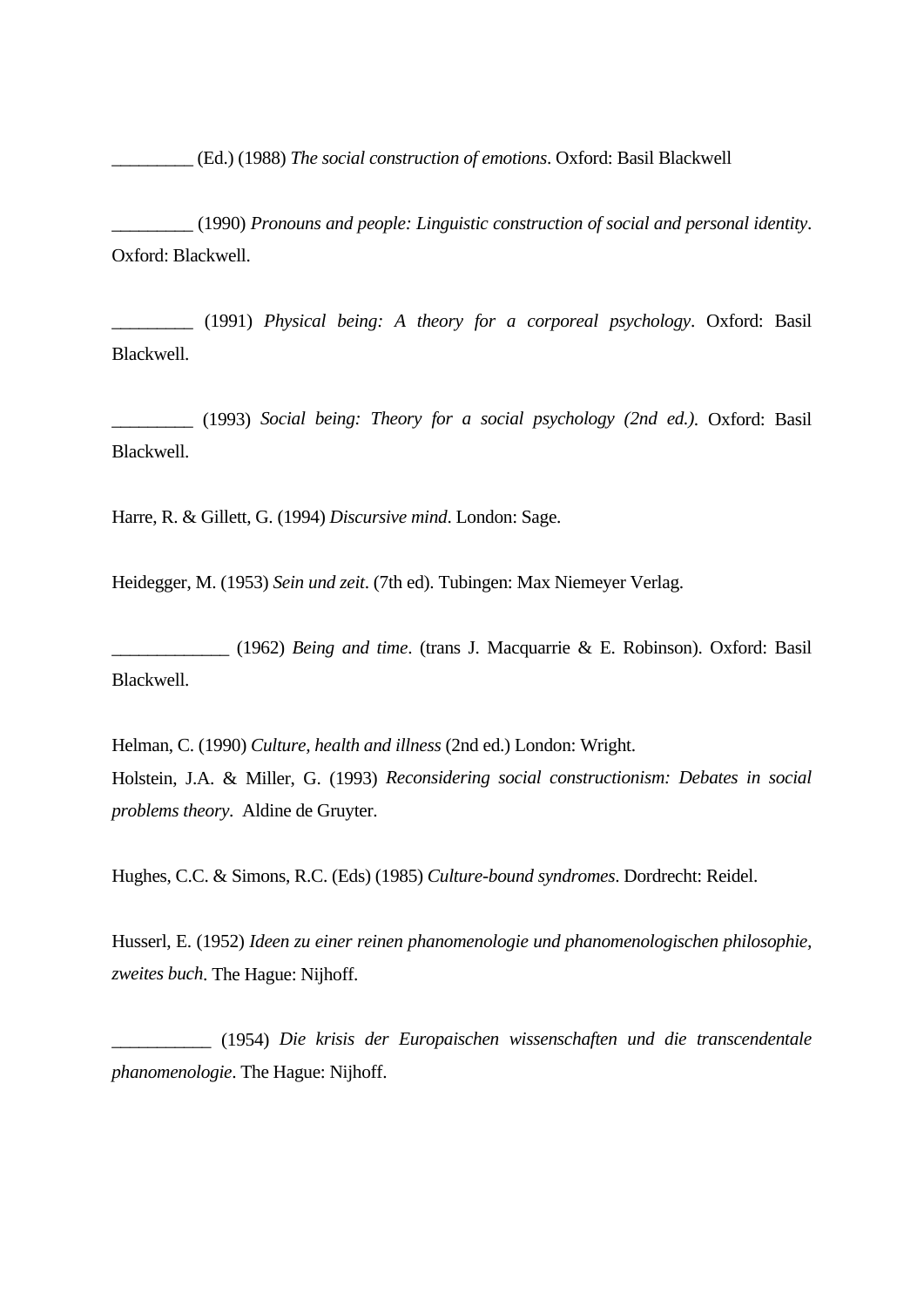_________ (Ed.) (1988) *The social construction of emotions*. Oxford: Basil Blackwell

_________ (1990) *Pronouns and people: Linguistic construction of social and personal identity*. Oxford: Blackwell.

_________ (1991) *Physical being: A theory for a corporeal psychology*. Oxford: Basil Blackwell.

_________ (1993) *Social being: Theory for a social psychology (2nd ed.)*. Oxford: Basil Blackwell.

Harre, R. & Gillett, G. (1994) *Discursive mind*. London: Sage.

Heidegger, M. (1953) *Sein und zeit*. (7th ed). Tubingen: Max Niemeyer Verlag.

_____________ (1962) *Being and time*. (trans J. Macquarrie & E. Robinson). Oxford: Basil Blackwell.

Helman, C. (1990) *Culture, health and illness* (2nd ed.) London: Wright.

Holstein, J.A. & Miller, G. (1993) *Reconsidering social constructionism: Debates in social problems theory*. Aldine de Gruyter.

Hughes, C.C. & Simons, R.C. (Eds) (1985) *Culture-bound syndromes*. Dordrecht: Reidel.

Husserl, E. (1952) *Ideen zu einer reinen phanomenologie und phanomenologischen philosophie, zweites buch*. The Hague: Nijhoff.

___________ (1954) *Die krisis der Europaischen wissenschaften und die transcendentale phanomenologie*. The Hague: Nijhoff.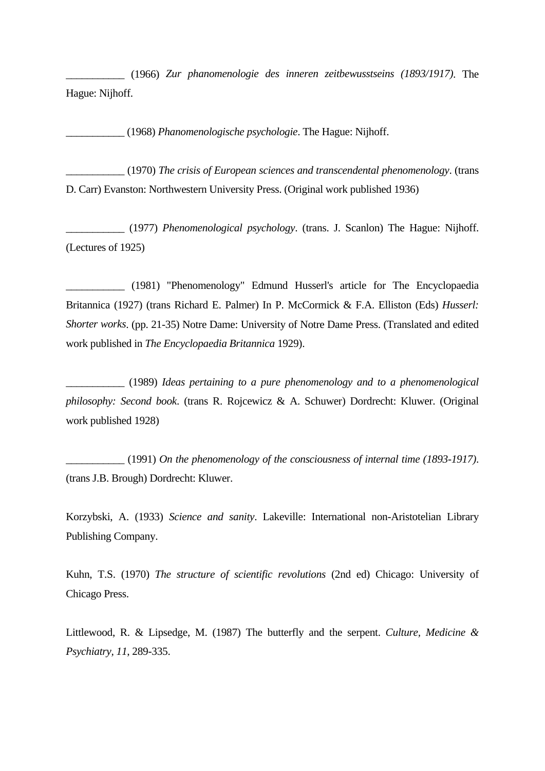___________ (1966) *Zur phanomenologie des inneren zeitbewusstseins (1893/1917)*. The Hague: Nijhoff.

___________ (1968) *Phanomenologische psychologie*. The Hague: Nijhoff.

___________ (1970) *The crisis of European sciences and transcendental phenomenology*. (trans D. Carr) Evanston: Northwestern University Press. (Original work published 1936)

___________ (1977) *Phenomenological psychology*. (trans. J. Scanlon) The Hague: Nijhoff. (Lectures of 1925)

___________ (1981) "Phenomenology" Edmund Husserl's article for The Encyclopaedia Britannica (1927) (trans Richard E. Palmer) In P. McCormick & F.A. Elliston (Eds) *Husserl: Shorter works*. (pp. 21-35) Notre Dame: University of Notre Dame Press. (Translated and edited work published in *The Encyclopaedia Britannica* 1929).

___________ (1989) *Ideas pertaining to a pure phenomenology and to a phenomenological philosophy: Second book*. (trans R. Rojcewicz & A. Schuwer) Dordrecht: Kluwer. (Original work published 1928)

___________ (1991) *On the phenomenology of the consciousness of internal time (1893-1917)*. (trans J.B. Brough) Dordrecht: Kluwer.

Korzybski, A. (1933) *Science and sanity*. Lakeville: International non-Aristotelian Library Publishing Company.

Kuhn, T.S. (1970) *The structure of scientific revolutions* (2nd ed) Chicago: University of Chicago Press.

Littlewood, R. & Lipsedge, M. (1987) The butterfly and the serpent. *Culture, Medicine & Psychiatry, 11*, 289-335.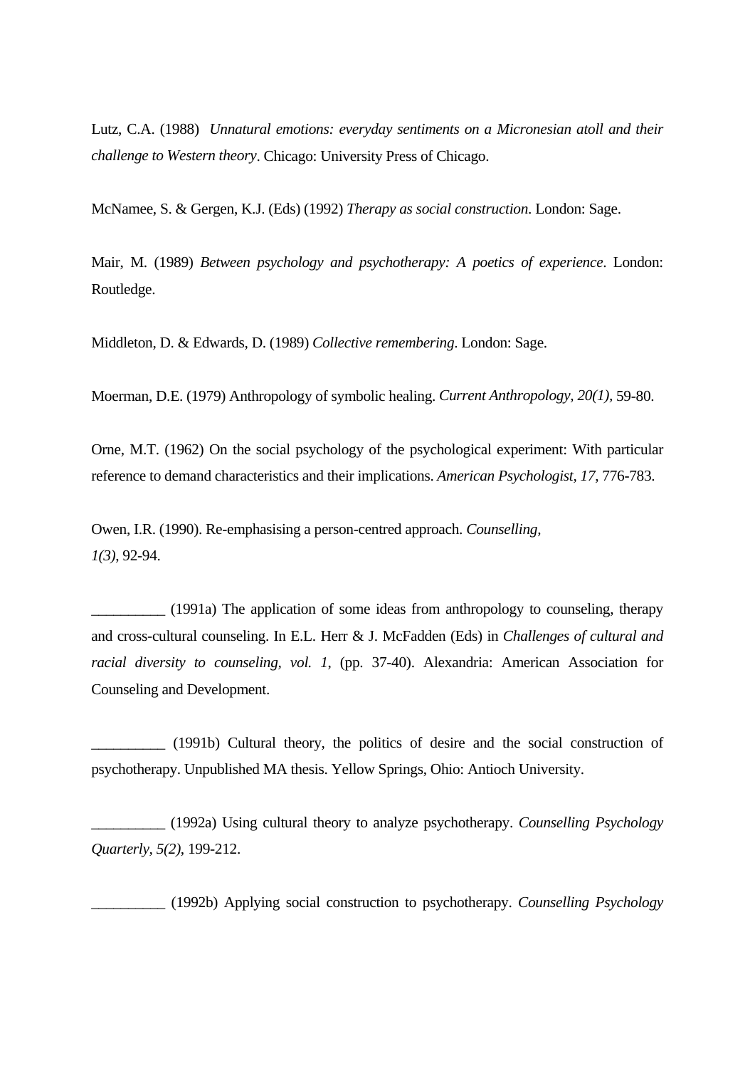Lutz, C.A. (1988) *Unnatural emotions: everyday sentiments on a Micronesian atoll and their challenge to Western theory*. Chicago: University Press of Chicago.

McNamee, S. & Gergen, K.J. (Eds) (1992) *Therapy as social construction*. London: Sage.

Mair, M. (1989) *Between psychology and psychotherapy: A poetics of experience*. London: Routledge.

Middleton, D. & Edwards, D. (1989) *Collective remembering*. London: Sage.

Moerman, D.E. (1979) Anthropology of symbolic healing. *Current Anthropology, 20(1),* 59-80.

Orne, M.T. (1962) On the social psychology of the psychological experiment: With particular reference to demand characteristics and their implications. *American Psychologist, 17,* 776-783.

Owen, I.R. (1990). Re-emphasising a person-centred approach. *Counselling, 1(3)*, 92-94.

__________ (1991a) The application of some ideas from anthropology to counseling, therapy and cross-cultural counseling. In E.L. Herr & J. McFadden (Eds) in *Challenges of cultural and racial diversity to counseling, vol. 1*, (pp. 37-40). Alexandria: American Association for Counseling and Development.

__________ (1991b) Cultural theory, the politics of desire and the social construction of psychotherapy. Unpublished MA thesis. Yellow Springs, Ohio: Antioch University.

__________ (1992a) Using cultural theory to analyze psychotherapy. *Counselling Psychology Quarterly, 5(2)*, 199-212.

__________ (1992b) Applying social construction to psychotherapy. *Counselling Psychology*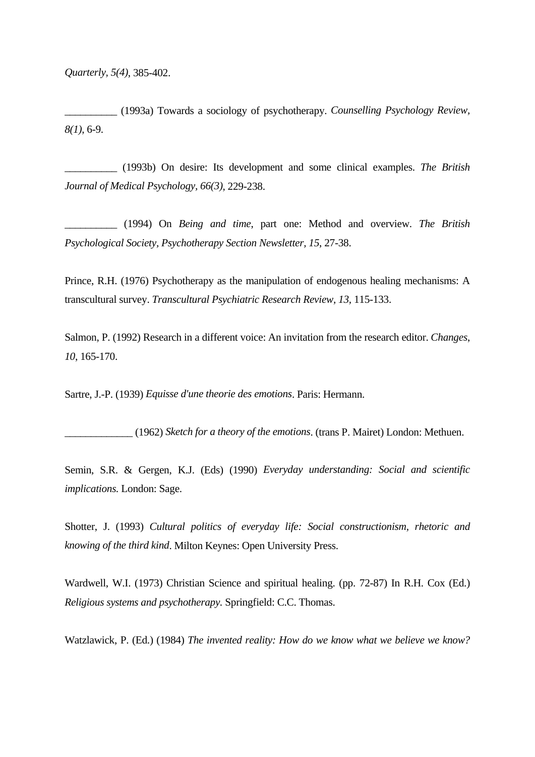*Quarterly, 5(4)*, 385-402.

__________ (1993a) Towards a sociology of psychotherapy. *Counselling Psychology Review, 8(1)*, 6-9.

__________ (1993b) On desire: Its development and some clinical examples. *The British Journal of Medical Psychology, 66(3)*, 229-238.

__________ (1994) On *Being and time*, part one: Method and overview. *The British Psychological Society, Psychotherapy Section Newsletter, 15*, 27-38.

Prince, R.H. (1976) Psychotherapy as the manipulation of endogenous healing mechanisms: A transcultural survey. *Transcultural Psychiatric Research Review, 13*, 115-133.

Salmon, P. (1992) Research in a different voice: An invitation from the research editor. *Changes, 10*, 165-170.

Sartre, J.-P. (1939) *Equisse d'une theorie des emotions*. Paris: Hermann.

_____________ (1962) *Sketch for a theory of the emotions*. (trans P. Mairet) London: Methuen.

Semin, S.R. & Gergen, K.J. (Eds) (1990) *Everyday understanding: Social and scientific implications.* London: Sage.

Shotter, J. (1993) *Cultural politics of everyday life: Social constructionism, rhetoric and knowing of the third kind*. Milton Keynes: Open University Press.

Wardwell, W.I. (1973) Christian Science and spiritual healing. (pp. 72-87) In R.H. Cox (Ed.) *Religious systems and psychotherapy*. Springfield: C.C. Thomas.

Watzlawick, P. (Ed.) (1984) *The invented reality: How do we know what we believe we know?*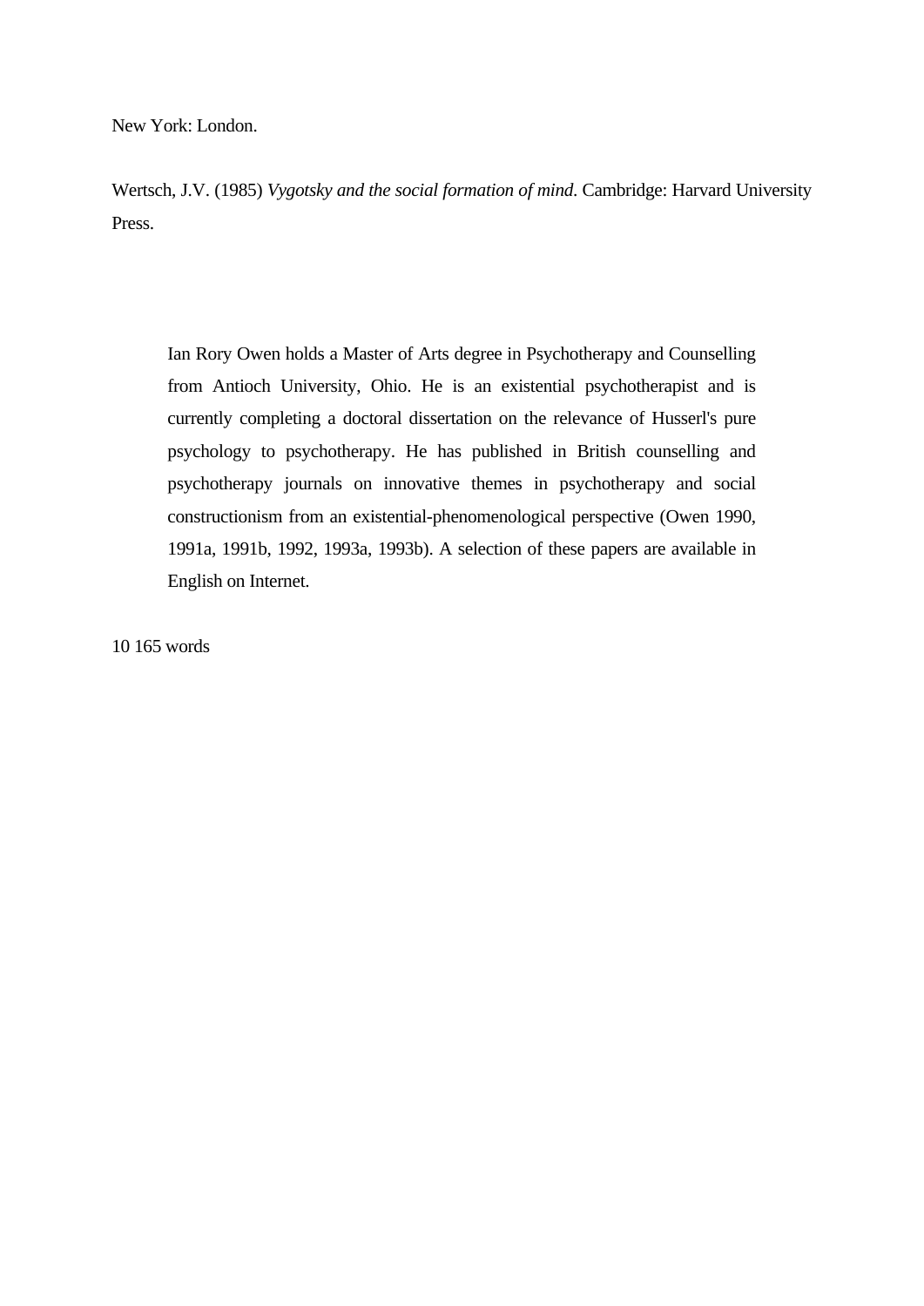New York: London.

Wertsch, J.V. (1985) *Vygotsky and the social formation of mind*. Cambridge: Harvard University Press.

> Ian Rory Owen holds a Master of Arts degree in Psychotherapy and Counselling from Antioch University, Ohio. He is an existential psychotherapist and is currently completing a doctoral dissertation on the relevance of Husserl's pure psychology to psychotherapy. He has published in British counselling and psychotherapy journals on innovative themes in psychotherapy and social constructionism from an existential-phenomenological perspective (Owen 1990, 1991a, 1991b, 1992, 1993a, 1993b). A selection of these papers are available in English on Internet.

10 165 words